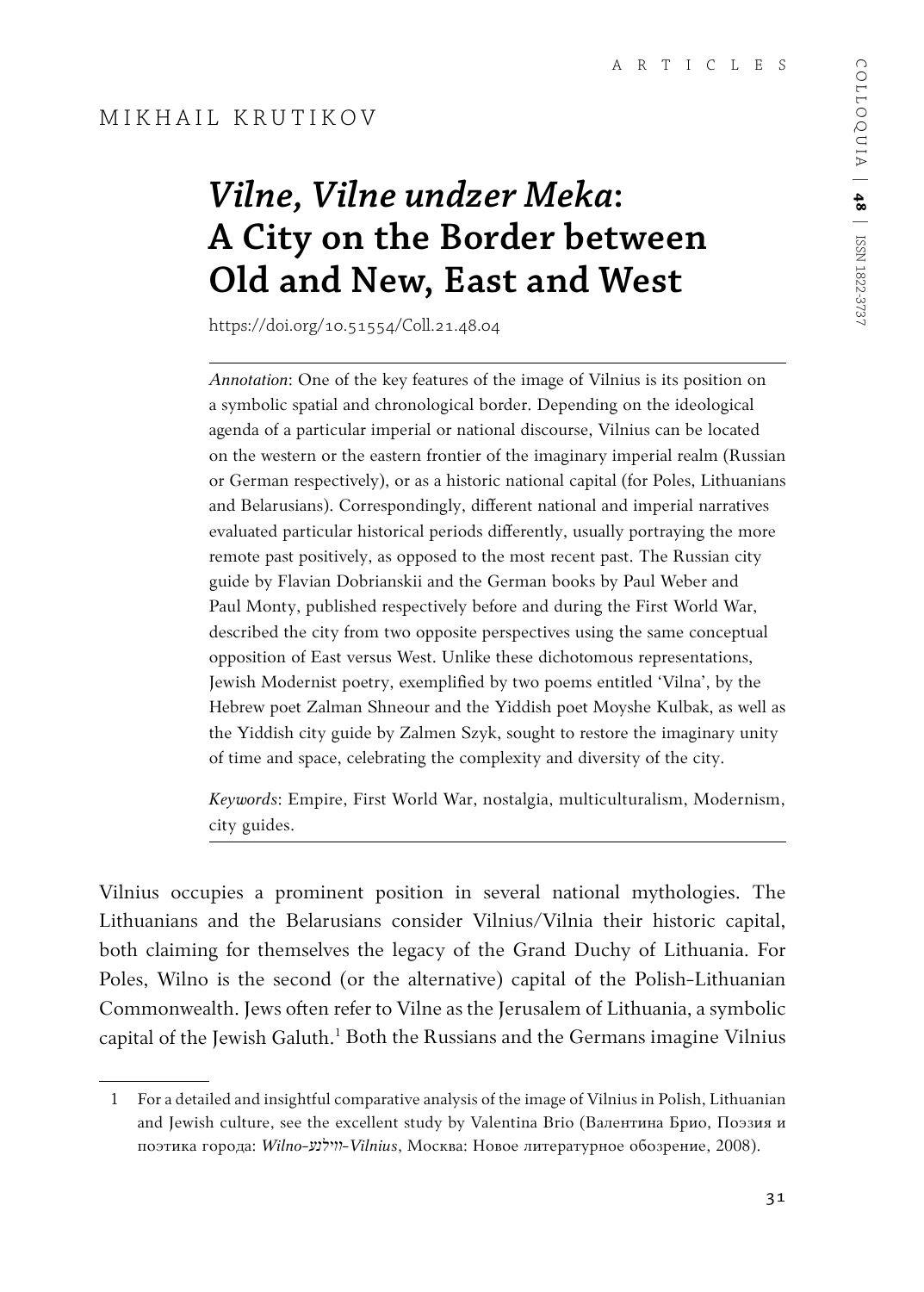MIKHAIL KRUTIKOV

# *Vilne, Vilne undzer Meka*: A City on the Border between Old and New, East and West

https://doi.org/10.51554/Coll.21.48.04

*Annotation*: One of the key features of the image of Vilnius is its position on a symbolic spatial and chronological border. Depending on the ideological agenda of a particular imperial or national discourse, Vilnius can be located on the western or the eastern frontier of the imaginary imperial realm (Russian or German respectively), or as a historic national capital (for Poles, Lithuanians and Belarusians). Correspondingly, different national and imperial narratives evaluated particular historical periods differently, usually portraying the more remote past positively, as opposed to the most recent past. The Russian city guide by Flavian Dobrianskii and the German books by Paul Weber and Paul Monty, published respectively before and during the First World War, described the city from two opposite perspectives using the same conceptual opposition of East versus West. Unlike these dichotomous representations, Jewish Modernist poetry, exemplified by two poems entitled 'Vilna', by the Hebrew poet Zalman Shneour and the Yiddish poet Moyshe Kulbak, as well as the Yiddish city guide by Zalmen Szyk, sought to restore the imaginary unity of time and space, celebrating the complexity and diversity of the city.

*Keywords*: Empire, First World War, nostalgia, multiculturalism, Modernism, city guides.

Vilnius occupies a prominent position in several national mythologies. The Lithuanians and the Belarusians consider Vilnius/Vilnia their historic capital, both claiming for themselves the legacy of the Grand Duchy of Lithuania. For Poles, Wilno is the second (or the alternative) capital of the Polish-Lithuanian Commonwealth. Jews often refer to Vilne as the Jerusalem of Lithuania, a symbolic capital of the Jewish Galuth.[1] Both the Russians and the Germans imagine Vilnius

1 For a detailed and insightful comparative analysis of the image of Vilnius in Polish, Lithuanian and Jewish culture, see the excellent study by Valentina Brio (Валентина Брио, Поэзия и поэтика города: *Wilno-ווילנע-Vilnius*, Москва: Новое литературное обозрение, 2008).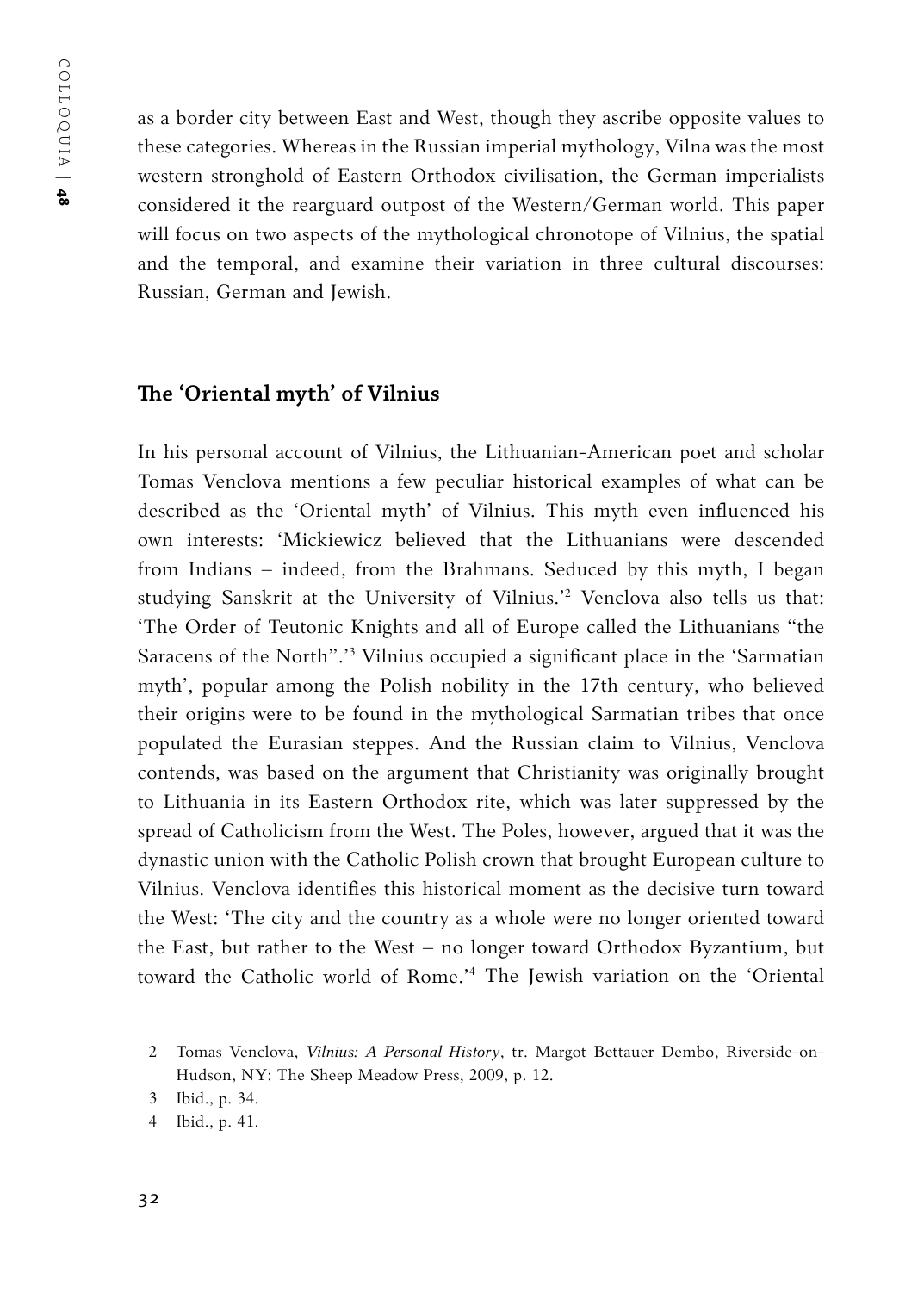as a border city between East and West, though they ascribe opposite values to these categories. Whereas in the Russian imperial mythology, Vilna was the most western stronghold of Eastern Orthodox civilisation, the German imperialists considered it the rearguard outpost of the Western/German world. This paper will focus on two aspects of the mythological chronotope of Vilnius, the spatial and the temporal, and examine their variation in three cultural discourses: Russian, German and Jewish.

## The 'Oriental myth' of Vilnius

In his personal account of Vilnius, the Lithuanian-American poet and scholar Tomas Venclova mentions a few peculiar historical examples of what can be described as the 'Oriental myth' of Vilnius. This myth even influenced his own interests: 'Mickiewicz believed that the Lithuanians were descended from Indians – indeed, from the Brahmans. Seduced by this myth, I began studying Sanskrit at the University of Vilnius.'[2] Venclova also tells us that: 'The Order of Teutonic Knights and all of Europe called the Lithuanians "the Saracens of the North".'[3] Vilnius occupied a significant place in the 'Sarmatian myth', popular among the Polish nobility in the 17th century, who believed their origins were to be found in the mythological Sarmatian tribes that once populated the Eurasian steppes. And the Russian claim to Vilnius, Venclova contends, was based on the argument that Christianity was originally brought to Lithuania in its Eastern Orthodox rite, which was later suppressed by the spread of Catholicism from the West. The Poles, however, argued that it was the dynastic union with the Catholic Polish crown that brought European culture to Vilnius. Venclova identifies this historical moment as the decisive turn toward the West: 'The city and the country as a whole were no longer oriented toward the East, but rather to the West – no longer toward Orthodox Byzantium, but toward the Catholic world of Rome.'[4] The Jewish variation on the 'Oriental

---

2 Tomas Venclova, *Vilnius: A Personal History*, tr. Margot Bettauer Dembo, Riverside-on-Hudson, NY: The Sheep Meadow Press, 2009, p. 12.

3 Ibid., p. 34.

4 Ibid., p. 41.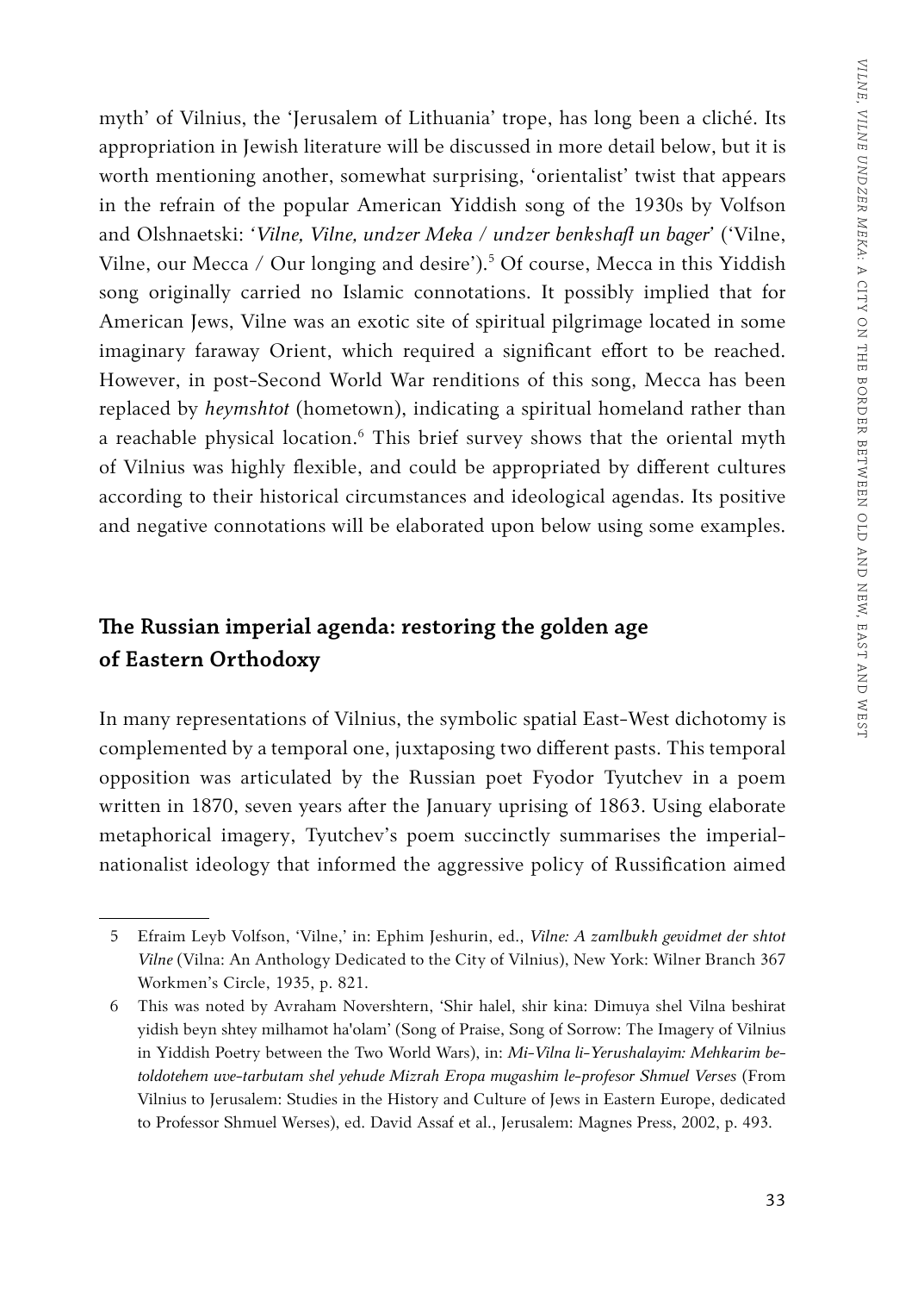myth' of Vilnius, the 'Jerusalem of Lithuania' trope, has long been a cliché. Its appropriation in Jewish literature will be discussed in more detail below, but it is worth mentioning another, somewhat surprising, 'orientalist' twist that appears in the refrain of the popular American Yiddish song of the 1930s by Volfson and Olshnaetski: *'Vilne, Vilne, undzer Meka / undzer benkshaft un bager'* ('Vilne, Vilne, our Mecca / Our longing and desire').[5] Of course, Mecca in this Yiddish song originally carried no Islamic connotations. It possibly implied that for American Jews, Vilne was an exotic site of spiritual pilgrimage located in some imaginary faraway Orient, which required a significant effort to be reached. However, in post-Second World War renditions of this song, Mecca has been replaced by *heymshtot* (hometown), indicating a spiritual homeland rather than a reachable physical location.[6] This brief survey shows that the oriental myth of Vilnius was highly flexible, and could be appropriated by different cultures according to their historical circumstances and ideological agendas. Its positive and negative connotations will be elaborated upon below using some examples.

## The Russian imperial agenda: restoring the golden age of Eastern Orthodoxy

In many representations of Vilnius, the symbolic spatial East-West dichotomy is complemented by a temporal one, juxtaposing two different pasts. This temporal opposition was articulated by the Russian poet Fyodor Tyutchev in a poem written in 1870, seven years after the January uprising of 1863. Using elaborate metaphorical imagery, Tyutchev's poem succinctly summarises the imperial-nationalist ideology that informed the aggressive policy of Russification aimed

---

5 Efraim Leyb Volfson, 'Vilne,' in: Ephim Jeshurin, ed., *Vilne: A zamlbukh gevidmet der shtot Vilne* (Vilna: An Anthology Dedicated to the City of Vilnius), New York: Wilner Branch 367 Workmen's Circle, 1935, p. 821.

6 This was noted by Avraham Novershtern, 'Shir halel, shir kina: Dimuya shel Vilna beshirat yidish beyn shtey milhamot ha'olam' (Song of Praise, Song of Sorrow: The Imagery of Vilnius in Yiddish Poetry between the Two World Wars), in: *Mi-Vilna li-Yerushalayim: Mehkarim be-toldotehem uve-tarbutam shel yehude Mizrah Eropa mugashim le-profesor Shmuel Verses* (From Vilnius to Jerusalem: Studies in the History and Culture of Jews in Eastern Europe, dedicated to Professor Shmuel Werses), ed. David Assaf et al., Jerusalem: Magnes Press, 2002, p. 493.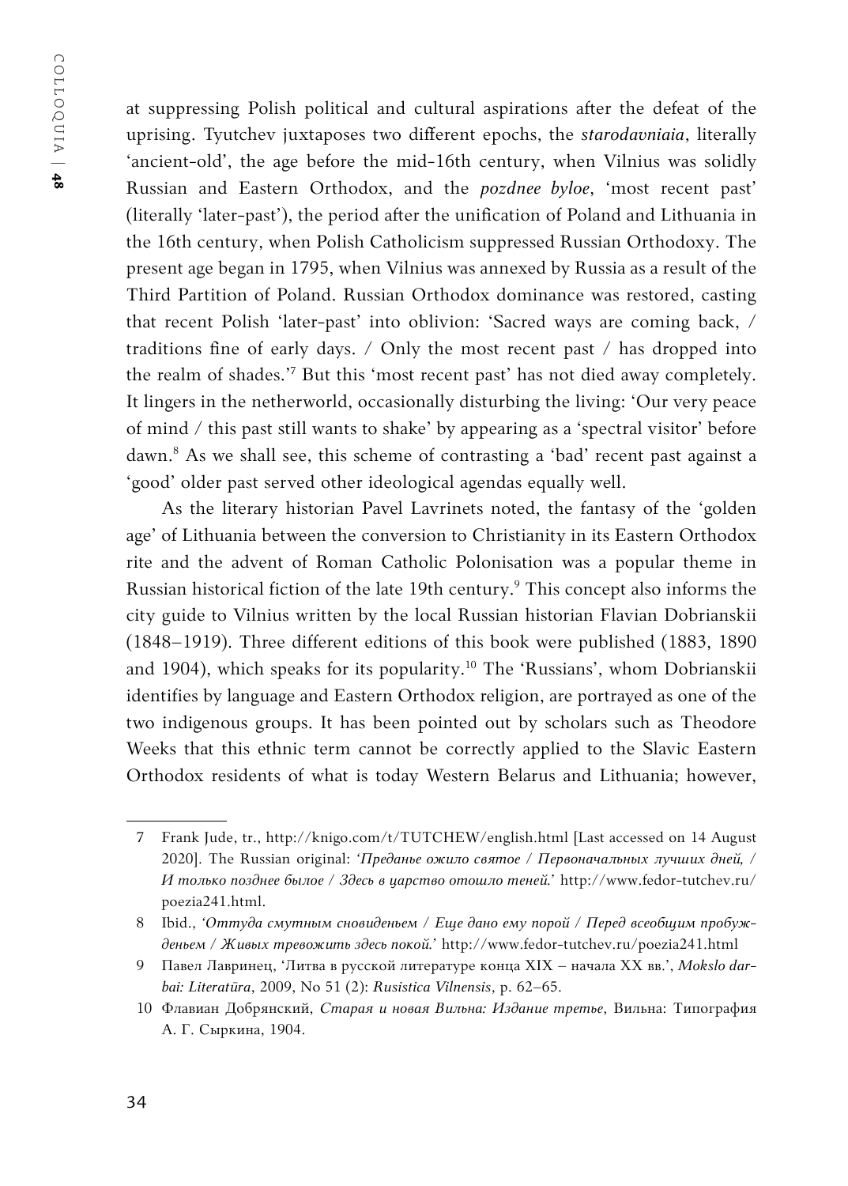at suppressing Polish political and cultural aspirations after the defeat of the uprising. Tyutchev juxtaposes two different epochs, the *starodavniaia*, literally 'ancient-old', the age before the mid-16th century, when Vilnius was solidly Russian and Eastern Orthodox, and the *pozdnee byloe*, 'most recent past' (literally 'later-past'), the period after the unification of Poland and Lithuania in the 16th century, when Polish Catholicism suppressed Russian Orthodoxy. The present age began in 1795, when Vilnius was annexed by Russia as a result of the Third Partition of Poland. Russian Orthodox dominance was restored, casting that recent Polish 'later-past' into oblivion: 'Sacred ways are coming back, / traditions fine of early days. / Only the most recent past / has dropped into the realm of shades.'[7] But this 'most recent past' has not died away completely. It lingers in the netherworld, occasionally disturbing the living: 'Our very peace of mind / this past still wants to shake' by appearing as a 'spectral visitor' before dawn.[8] As we shall see, this scheme of contrasting a 'bad' recent past against a 'good' older past served other ideological agendas equally well.

As the literary historian Pavel Lavrinets noted, the fantasy of the 'golden age' of Lithuania between the conversion to Christianity in its Eastern Orthodox rite and the advent of Roman Catholic Polonisation was a popular theme in Russian historical fiction of the late 19th century.[9] This concept also informs the city guide to Vilnius written by the local Russian historian Flavian Dobrianskii (1848–1919). Three different editions of this book were published (1883, 1890 and 1904), which speaks for its popularity.[10] The 'Russians', whom Dobrianskii identifies by language and Eastern Orthodox religion, are portrayed as one of the two indigenous groups. It has been pointed out by scholars such as Theodore Weeks that this ethnic term cannot be correctly applied to the Slavic Eastern Orthodox residents of what is today Western Belarus and Lithuania; however,

---

7 Frank Jude, tr., http://knigo.com/t/TUTCHEW/english.html [Last accessed on 14 August 2020]. The Russian original: *'Преданье ожило святое / Первоначальных лучших дней, / И только позднее былое / Здесь в царство отошло теней.'* http://www.fedor-tutchev.ru/poezia241.html.

8 Ibid., *'Оттуда смутным сновиденьем / Еще дано ему порой / Перед всеобщим пробужденьем / Живых тревожить здесь покой.'* http://www.fedor-tutchev.ru/poezia241.html

9 Павел Лавринец, 'Литва в русской литературе конца XIX – начала XX вв.', *Mokslo darbai: Literatūra*, 2009, No 51 (2): *Rusistica Vilnensis*, p. 62–65.

10 Флавиан Добрянский, *Старая и новая Вильна: Издание третье*, Вильна: Типография А. Г. Сыркина, 1904.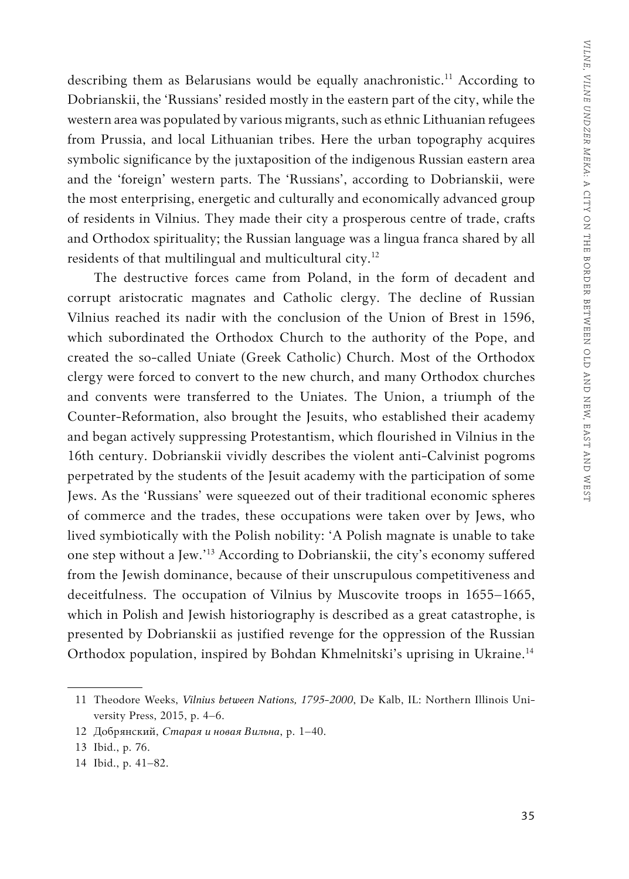describing them as Belarusians would be equally anachronistic.[11] According to Dobrianskii, the 'Russians' resided mostly in the eastern part of the city, while the western area was populated by various migrants, such as ethnic Lithuanian refugees from Prussia, and local Lithuanian tribes. Here the urban topography acquires symbolic significance by the juxtaposition of the indigenous Russian eastern area and the 'foreign' western parts. The 'Russians', according to Dobrianskii, were the most enterprising, energetic and culturally and economically advanced group of residents in Vilnius. They made their city a prosperous centre of trade, crafts and Orthodox spirituality; the Russian language was a lingua franca shared by all residents of that multilingual and multicultural city.[12]

The destructive forces came from Poland, in the form of decadent and corrupt aristocratic magnates and Catholic clergy. The decline of Russian Vilnius reached its nadir with the conclusion of the Union of Brest in 1596, which subordinated the Orthodox Church to the authority of the Pope, and created the so-called Uniate (Greek Catholic) Church. Most of the Orthodox clergy were forced to convert to the new church, and many Orthodox churches and convents were transferred to the Uniates. The Union, a triumph of the Counter-Reformation, also brought the Jesuits, who established their academy and began actively suppressing Protestantism, which flourished in Vilnius in the 16th century. Dobrianskii vividly describes the violent anti-Calvinist pogroms perpetrated by the students of the Jesuit academy with the participation of some Jews. As the 'Russians' were squeezed out of their traditional economic spheres of commerce and the trades, these occupations were taken over by Jews, who lived symbiotically with the Polish nobility: 'A Polish magnate is unable to take one step without a Jew.'[13] According to Dobrianskii, the city's economy suffered from the Jewish dominance, because of their unscrupulous competitiveness and deceitfulness. The occupation of Vilnius by Muscovite troops in 1655–1665, which in Polish and Jewish historiography is described as a great catastrophe, is presented by Dobrianskii as justified revenge for the oppression of the Russian Orthodox population, inspired by Bohdan Khmelnitski's uprising in Ukraine.[14]

---

11 Theodore Weeks, *Vilnius between Nations, 1795-2000*, De Kalb, IL: Northern Illinois University Press, 2015, p. 4–6.

12 Добрянский, *Старая и новая Вильна*, p. 1–40.

13 Ibid., p. 76.

14 Ibid., p. 41–82.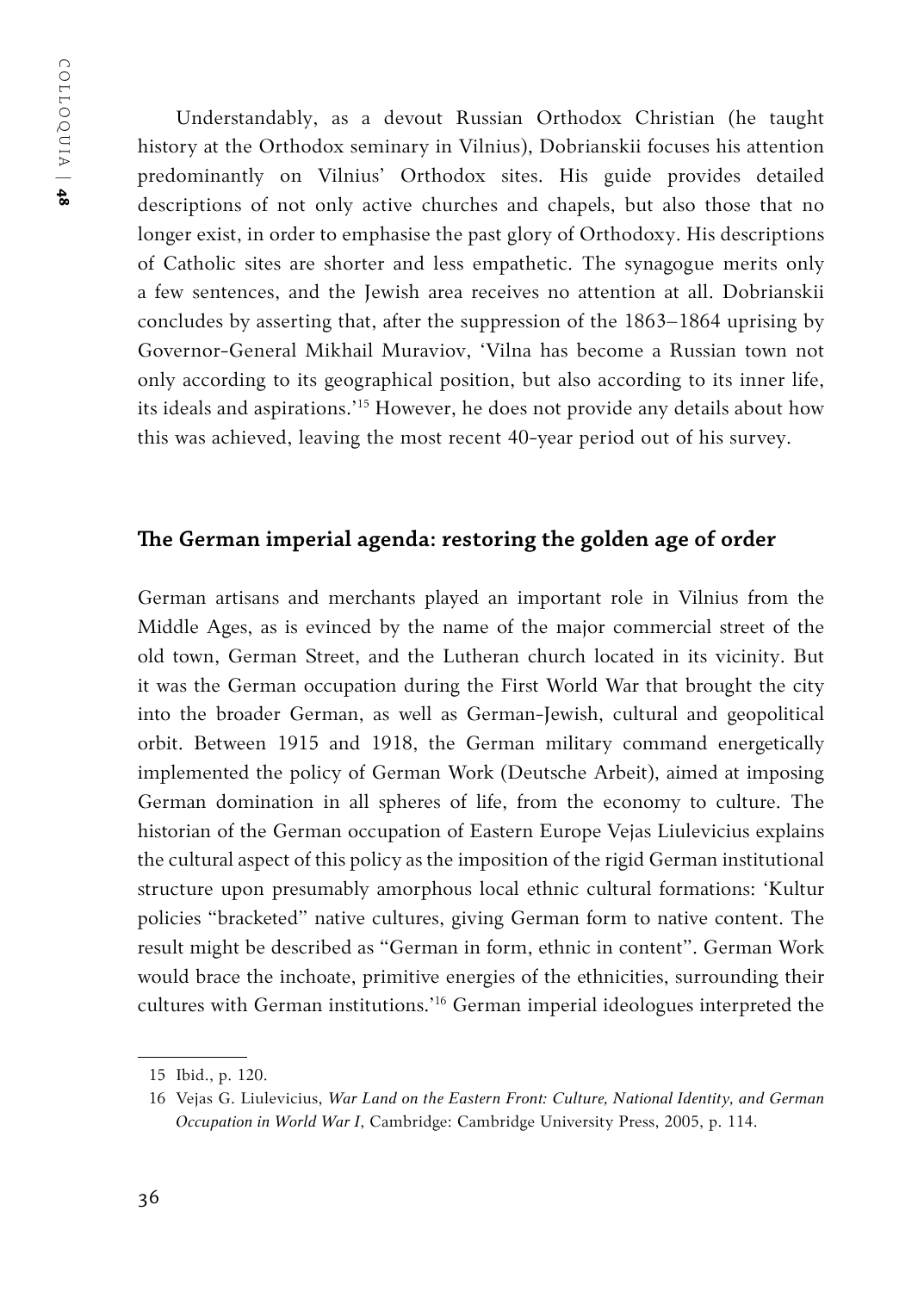Understandably, as a devout Russian Orthodox Christian (he taught history at the Orthodox seminary in Vilnius), Dobrianskii focuses his attention predominantly on Vilnius' Orthodox sites. His guide provides detailed descriptions of not only active churches and chapels, but also those that no longer exist, in order to emphasise the past glory of Orthodoxy. His descriptions of Catholic sites are shorter and less empathetic. The synagogue merits only a few sentences, and the Jewish area receives no attention at all. Dobrianskii concludes by asserting that, after the suppression of the 1863–1864 uprising by Governor-General Mikhail Muraviov, 'Vilna has become a Russian town not only according to its geographical position, but also according to its inner life, its ideals and aspirations.'[15] However, he does not provide any details about how this was achieved, leaving the most recent 40-year period out of his survey.

## The German imperial agenda: restoring the golden age of order

German artisans and merchants played an important role in Vilnius from the Middle Ages, as is evinced by the name of the major commercial street of the old town, German Street, and the Lutheran church located in its vicinity. But it was the German occupation during the First World War that brought the city into the broader German, as well as German-Jewish, cultural and geopolitical orbit. Between 1915 and 1918, the German military command energetically implemented the policy of German Work (Deutsche Arbeit), aimed at imposing German domination in all spheres of life, from the economy to culture. The historian of the German occupation of Eastern Europe Vejas Liulevicius explains the cultural aspect of this policy as the imposition of the rigid German institutional structure upon presumably amorphous local ethnic cultural formations: 'Kultur policies "bracketed" native cultures, giving German form to native content. The result might be described as "German in form, ethnic in content". German Work would brace the inchoate, primitive energies of the ethnicities, surrounding their cultures with German institutions.'[16] German imperial ideologues interpreted the

---

15 Ibid., p. 120.

16 Vejas G. Liulevicius, *War Land on the Eastern Front: Culture, National Identity, and German Occupation in World War I*, Cambridge: Cambridge University Press, 2005, p. 114.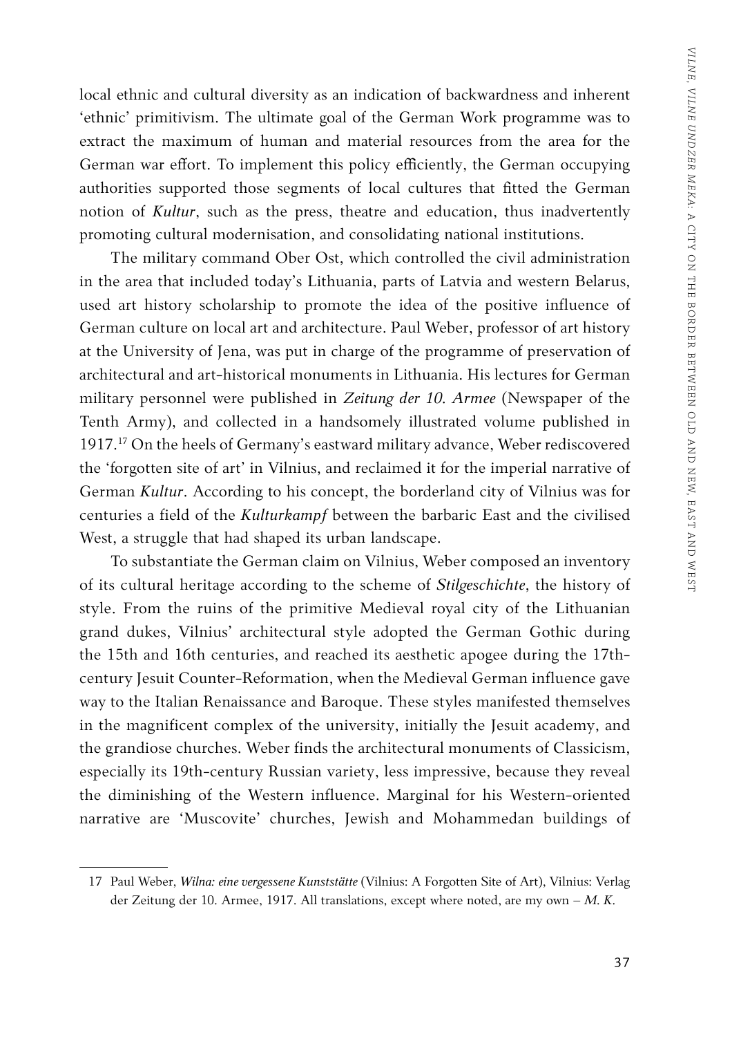local ethnic and cultural diversity as an indication of backwardness and inherent 'ethnic' primitivism. The ultimate goal of the German Work programme was to extract the maximum of human and material resources from the area for the German war effort. To implement this policy efficiently, the German occupying authorities supported those segments of local cultures that fitted the German notion of *Kultur*, such as the press, theatre and education, thus inadvertently promoting cultural modernisation, and consolidating national institutions.

The military command Ober Ost, which controlled the civil administration in the area that included today's Lithuania, parts of Latvia and western Belarus, used art history scholarship to promote the idea of the positive influence of German culture on local art and architecture. Paul Weber, professor of art history at the University of Jena, was put in charge of the programme of preservation of architectural and art-historical monuments in Lithuania. His lectures for German military personnel were published in *Zeitung der 10. Armee* (Newspaper of the Tenth Army), and collected in a handsomely illustrated volume published in 1917.[17] On the heels of Germany's eastward military advance, Weber rediscovered the 'forgotten site of art' in Vilnius, and reclaimed it for the imperial narrative of German *Kultur*. According to his concept, the borderland city of Vilnius was for centuries a field of the *Kulturkampf* between the barbaric East and the civilised West, a struggle that had shaped its urban landscape.

To substantiate the German claim on Vilnius, Weber composed an inventory of its cultural heritage according to the scheme of *Stilgeschichte*, the history of style. From the ruins of the primitive Medieval royal city of the Lithuanian grand dukes, Vilnius' architectural style adopted the German Gothic during the 15th and 16th centuries, and reached its aesthetic apogee during the 17th-century Jesuit Counter-Reformation, when the Medieval German influence gave way to the Italian Renaissance and Baroque. These styles manifested themselves in the magnificent complex of the university, initially the Jesuit academy, and the grandiose churches. Weber finds the architectural monuments of Classicism, especially its 19th-century Russian variety, less impressive, because they reveal the diminishing of the Western influence. Marginal for his Western-oriented narrative are 'Muscovite' churches, Jewish and Mohammedan buildings of

---

17 Paul Weber, *Wilna: eine vergessene Kunststätte* (Vilnius: A Forgotten Site of Art), Vilnius: Verlag der Zeitung der 10. Armee, 1917. All translations, except where noted, are my own – *M. K.*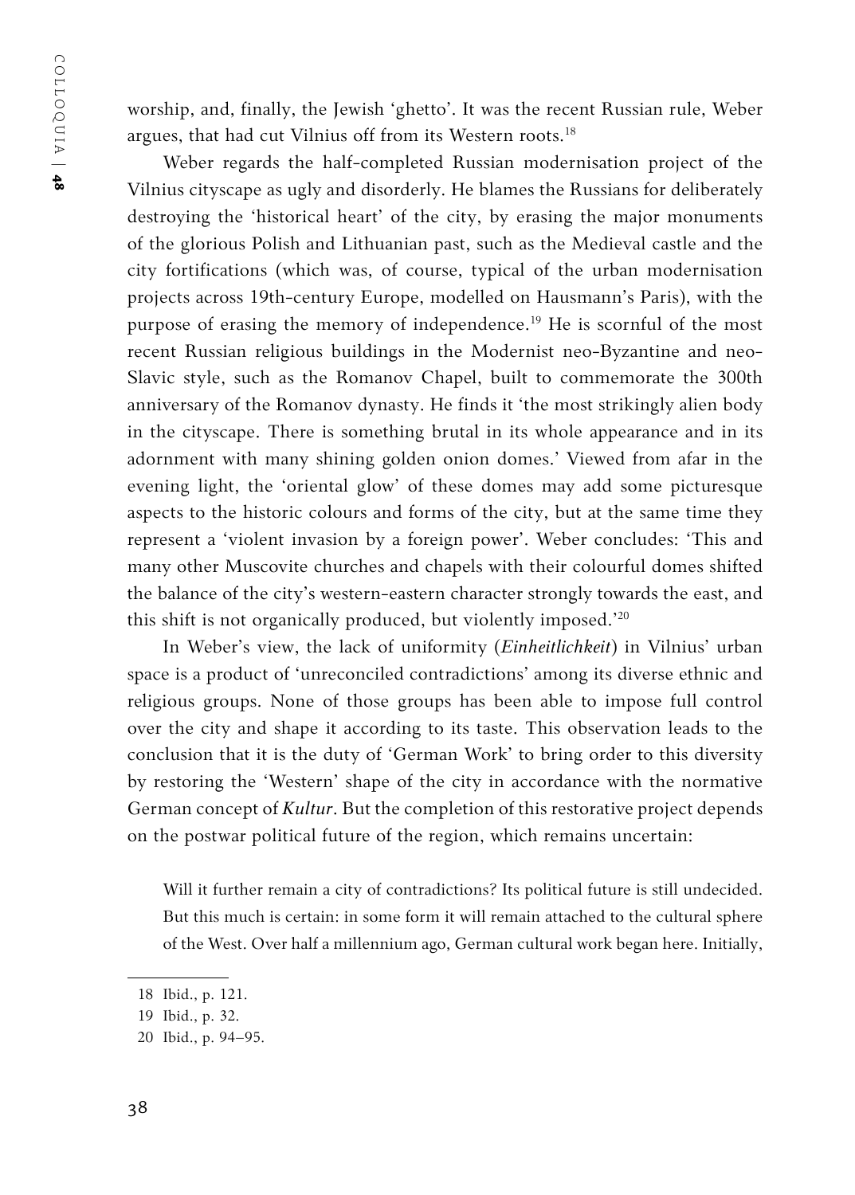worship, and, finally, the Jewish 'ghetto'. It was the recent Russian rule, Weber argues, that had cut Vilnius off from its Western roots.[18]

Weber regards the half-completed Russian modernisation project of the Vilnius cityscape as ugly and disorderly. He blames the Russians for deliberately destroying the 'historical heart' of the city, by erasing the major monuments of the glorious Polish and Lithuanian past, such as the Medieval castle and the city fortifications (which was, of course, typical of the urban modernisation projects across 19th-century Europe, modelled on Hausmann's Paris), with the purpose of erasing the memory of independence.[19] He is scornful of the most recent Russian religious buildings in the Modernist neo-Byzantine and neo-Slavic style, such as the Romanov Chapel, built to commemorate the 300th anniversary of the Romanov dynasty. He finds it 'the most strikingly alien body in the cityscape. There is something brutal in its whole appearance and in its adornment with many shining golden onion domes.' Viewed from afar in the evening light, the 'oriental glow' of these domes may add some picturesque aspects to the historic colours and forms of the city, but at the same time they represent a 'violent invasion by a foreign power'. Weber concludes: 'This and many other Muscovite churches and chapels with their colourful domes shifted the balance of the city's western-eastern character strongly towards the east, and this shift is not organically produced, but violently imposed.'[20]

In Weber's view, the lack of uniformity (*Einheitlichkeit*) in Vilnius' urban space is a product of 'unreconciled contradictions' among its diverse ethnic and religious groups. None of those groups has been able to impose full control over the city and shape it according to its taste. This observation leads to the conclusion that it is the duty of 'German Work' to bring order to this diversity by restoring the 'Western' shape of the city in accordance with the normative German concept of *Kultur*. But the completion of this restorative project depends on the postwar political future of the region, which remains uncertain:

> Will it further remain a city of contradictions? Its political future is still undecided. But this much is certain: in some form it will remain attached to the cultural sphere of the West. Over half a millennium ago, German cultural work began here. Initially,

18 Ibid., p. 121.

19 Ibid., p. 32.

20 Ibid., p. 94–95.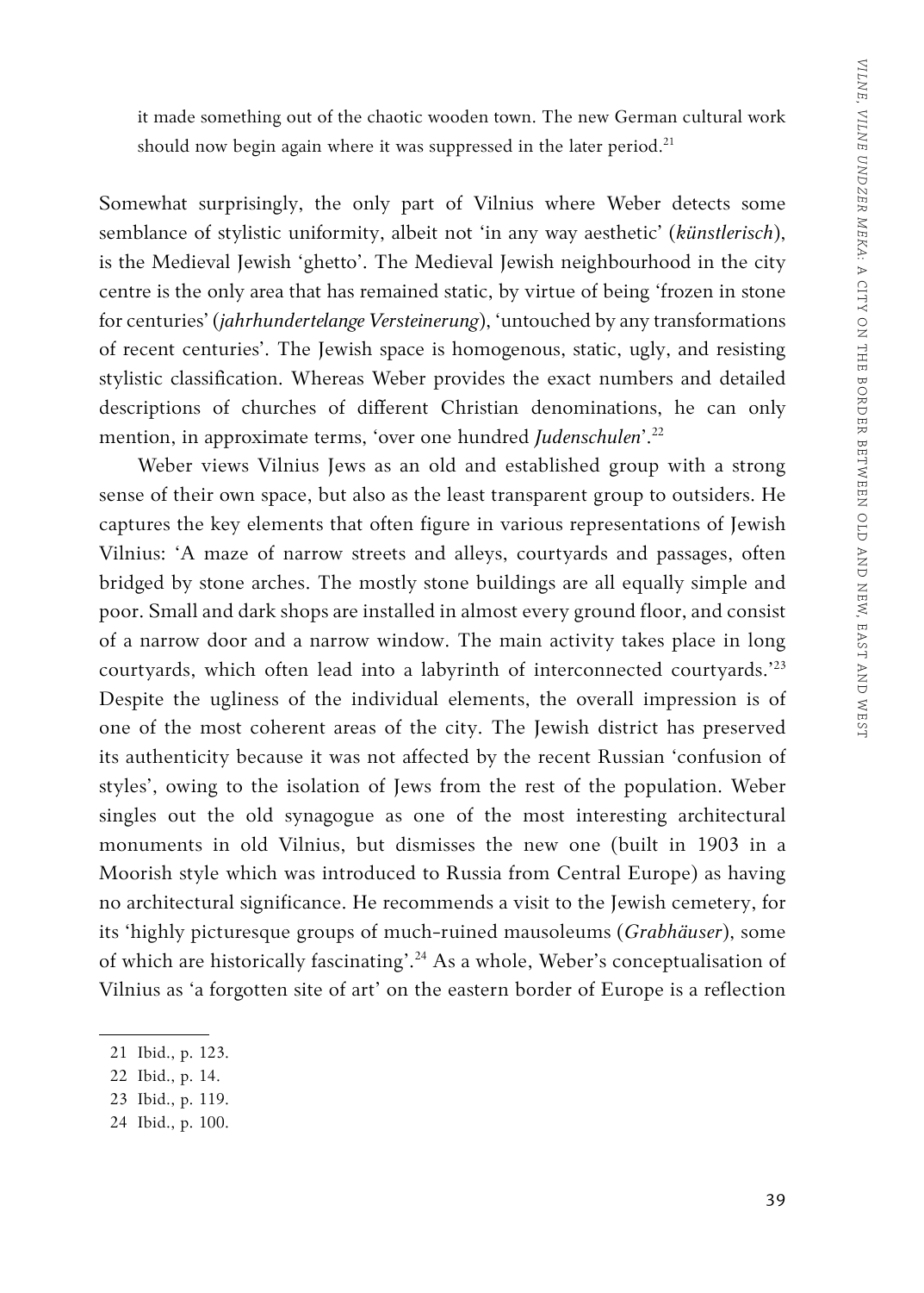it made something out of the chaotic wooden town. The new German cultural work should now begin again where it was suppressed in the later period.[21]

Somewhat surprisingly, the only part of Vilnius where Weber detects some semblance of stylistic uniformity, albeit not 'in any way aesthetic' (*künstlerisch*), is the Medieval Jewish 'ghetto'. The Medieval Jewish neighbourhood in the city centre is the only area that has remained static, by virtue of being 'frozen in stone for centuries' (*jahrhundertelange Versteinerung*), 'untouched by any transformations of recent centuries'. The Jewish space is homogenous, static, ugly, and resisting stylistic classification. Whereas Weber provides the exact numbers and detailed descriptions of churches of different Christian denominations, he can only mention, in approximate terms, 'over one hundred *Judenschulen*'.[22]

Weber views Vilnius Jews as an old and established group with a strong sense of their own space, but also as the least transparent group to outsiders. He captures the key elements that often figure in various representations of Jewish Vilnius: 'A maze of narrow streets and alleys, courtyards and passages, often bridged by stone arches. The mostly stone buildings are all equally simple and poor. Small and dark shops are installed in almost every ground floor, and consist of a narrow door and a narrow window. The main activity takes place in long courtyards, which often lead into a labyrinth of interconnected courtyards.'[23] Despite the ugliness of the individual elements, the overall impression is of one of the most coherent areas of the city. The Jewish district has preserved its authenticity because it was not affected by the recent Russian 'confusion of styles', owing to the isolation of Jews from the rest of the population. Weber singles out the old synagogue as one of the most interesting architectural monuments in old Vilnius, but dismisses the new one (built in 1903 in a Moorish style which was introduced to Russia from Central Europe) as having no architectural significance. He recommends a visit to the Jewish cemetery, for its 'highly picturesque groups of much-ruined mausoleums (*Grabhäuser*), some of which are historically fascinating'.[24] As a whole, Weber's conceptualisation of Vilnius as 'a forgotten site of art' on the eastern border of Europe is a reflection

21 Ibid., p. 123.

22 Ibid., p. 14.

23 Ibid., p. 119.

24 Ibid., p. 100.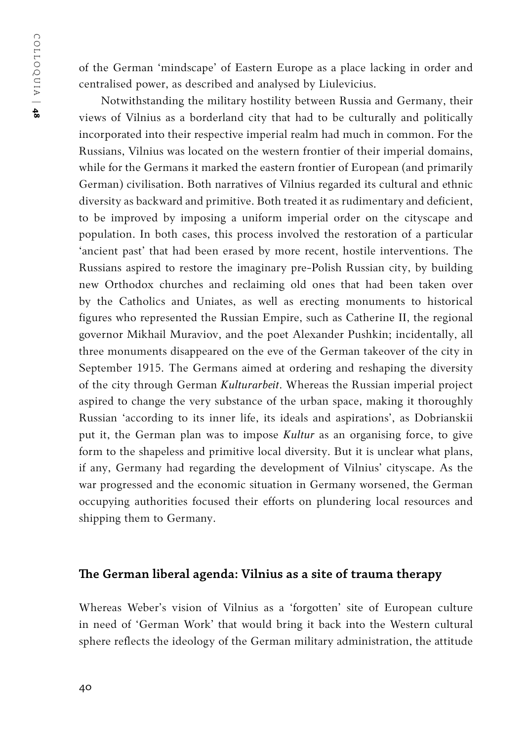of the German 'mindscape' of Eastern Europe as a place lacking in order and centralised power, as described and analysed by Liulevicius.

Notwithstanding the military hostility between Russia and Germany, their views of Vilnius as a borderland city that had to be culturally and politically incorporated into their respective imperial realm had much in common. For the Russians, Vilnius was located on the western frontier of their imperial domains, while for the Germans it marked the eastern frontier of European (and primarily German) civilisation. Both narratives of Vilnius regarded its cultural and ethnic diversity as backward and primitive. Both treated it as rudimentary and deficient, to be improved by imposing a uniform imperial order on the cityscape and population. In both cases, this process involved the restoration of a particular 'ancient past' that had been erased by more recent, hostile interventions. The Russians aspired to restore the imaginary pre-Polish Russian city, by building new Orthodox churches and reclaiming old ones that had been taken over by the Catholics and Uniates, as well as erecting monuments to historical figures who represented the Russian Empire, such as Catherine II, the regional governor Mikhail Muraviov, and the poet Alexander Pushkin; incidentally, all three monuments disappeared on the eve of the German takeover of the city in September 1915. The Germans aimed at ordering and reshaping the diversity of the city through German *Kulturarbeit*. Whereas the Russian imperial project aspired to change the very substance of the urban space, making it thoroughly Russian 'according to its inner life, its ideals and aspirations', as Dobrianskii put it, the German plan was to impose *Kultur* as an organising force, to give form to the shapeless and primitive local diversity. But it is unclear what plans, if any, Germany had regarding the development of Vilnius' cityscape. As the war progressed and the economic situation in Germany worsened, the German occupying authorities focused their efforts on plundering local resources and shipping them to Germany.

## The German liberal agenda: Vilnius as a site of trauma therapy

Whereas Weber's vision of Vilnius as a 'forgotten' site of European culture in need of 'German Work' that would bring it back into the Western cultural sphere reflects the ideology of the German military administration, the attitude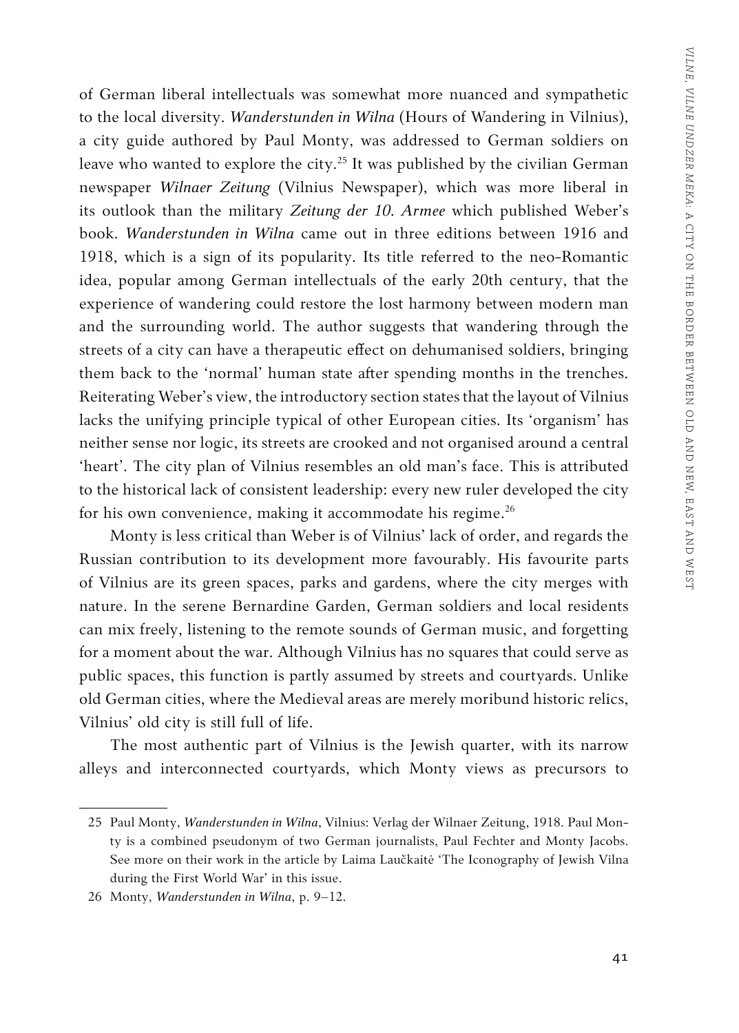of German liberal intellectuals was somewhat more nuanced and sympathetic to the local diversity. *Wanderstunden in Wilna* (Hours of Wandering in Vilnius), a city guide authored by Paul Monty, was addressed to German soldiers on leave who wanted to explore the city.[25] It was published by the civilian German newspaper *Wilnaer Zeitung* (Vilnius Newspaper), which was more liberal in its outlook than the military *Zeitung der 10. Armee* which published Weber's book. *Wanderstunden in Wilna* came out in three editions between 1916 and 1918, which is a sign of its popularity. Its title referred to the neo-Romantic idea, popular among German intellectuals of the early 20th century, that the experience of wandering could restore the lost harmony between modern man and the surrounding world. The author suggests that wandering through the streets of a city can have a therapeutic effect on dehumanised soldiers, bringing them back to the 'normal' human state after spending months in the trenches. Reiterating Weber's view, the introductory section states that the layout of Vilnius lacks the unifying principle typical of other European cities. Its 'organism' has neither sense nor logic, its streets are crooked and not organised around a central 'heart'. The city plan of Vilnius resembles an old man's face. This is attributed to the historical lack of consistent leadership: every new ruler developed the city for his own convenience, making it accommodate his regime.[26]

Monty is less critical than Weber is of Vilnius' lack of order, and regards the Russian contribution to its development more favourably. His favourite parts of Vilnius are its green spaces, parks and gardens, where the city merges with nature. In the serene Bernardine Garden, German soldiers and local residents can mix freely, listening to the remote sounds of German music, and forgetting for a moment about the war. Although Vilnius has no squares that could serve as public spaces, this function is partly assumed by streets and courtyards. Unlike old German cities, where the Medieval areas are merely moribund historic relics, Vilnius' old city is still full of life.

The most authentic part of Vilnius is the Jewish quarter, with its narrow alleys and interconnected courtyards, which Monty views as precursors to

---

25 Paul Monty, *Wanderstunden in Wilna*, Vilnius: Verlag der Wilnaer Zeitung, 1918. Paul Monty is a combined pseudonym of two German journalists, Paul Fechter and Monty Jacobs. See more on their work in the article by Laima Laučkaitė 'The Iconography of Jewish Vilna during the First World War' in this issue.

26 Monty, *Wanderstunden in Wilna*, p. 9–12.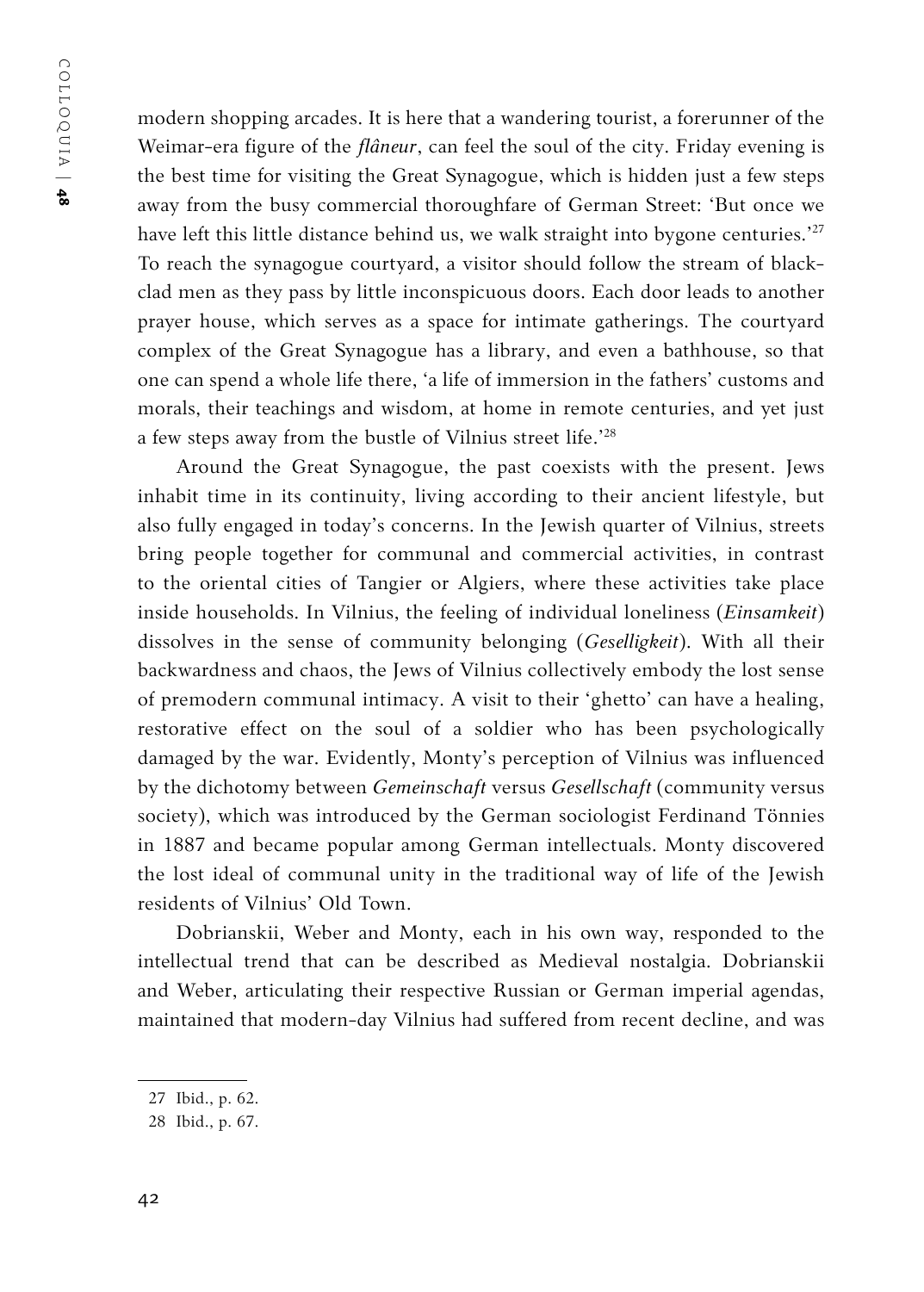modern shopping arcades. It is here that a wandering tourist, a forerunner of the Weimar-era figure of the *flâneur*, can feel the soul of the city. Friday evening is the best time for visiting the Great Synagogue, which is hidden just a few steps away from the busy commercial thoroughfare of German Street: 'But once we have left this little distance behind us, we walk straight into bygone centuries.'[27] To reach the synagogue courtyard, a visitor should follow the stream of black-clad men as they pass by little inconspicuous doors. Each door leads to another prayer house, which serves as a space for intimate gatherings. The courtyard complex of the Great Synagogue has a library, and even a bathhouse, so that one can spend a whole life there, 'a life of immersion in the fathers' customs and morals, their teachings and wisdom, at home in remote centuries, and yet just a few steps away from the bustle of Vilnius street life.'[28]

Around the Great Synagogue, the past coexists with the present. Jews inhabit time in its continuity, living according to their ancient lifestyle, but also fully engaged in today's concerns. In the Jewish quarter of Vilnius, streets bring people together for communal and commercial activities, in contrast to the oriental cities of Tangier or Algiers, where these activities take place inside households. In Vilnius, the feeling of individual loneliness (*Einsamkeit*) dissolves in the sense of community belonging (*Geselligkeit*). With all their backwardness and chaos, the Jews of Vilnius collectively embody the lost sense of premodern communal intimacy. A visit to their 'ghetto' can have a healing, restorative effect on the soul of a soldier who has been psychologically damaged by the war. Evidently, Monty's perception of Vilnius was influenced by the dichotomy between *Gemeinschaft* versus *Gesellschaft* (community versus society), which was introduced by the German sociologist Ferdinand Tönnies in 1887 and became popular among German intellectuals. Monty discovered the lost ideal of communal unity in the traditional way of life of the Jewish residents of Vilnius' Old Town.

Dobrianskii, Weber and Monty, each in his own way, responded to the intellectual trend that can be described as Medieval nostalgia. Dobrianskii and Weber, articulating their respective Russian or German imperial agendas, maintained that modern-day Vilnius had suffered from recent decline, and was

27 Ibid., p. 62.

28 Ibid., p. 67.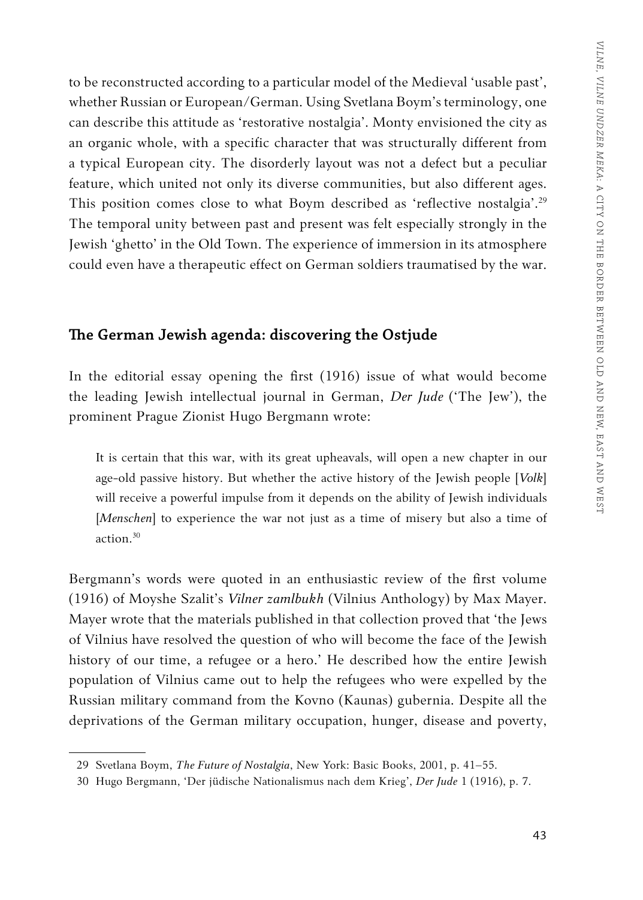to be reconstructed according to a particular model of the Medieval 'usable past', whether Russian or European/German. Using Svetlana Boym's terminology, one can describe this attitude as 'restorative nostalgia'. Monty envisioned the city as an organic whole, with a specific character that was structurally different from a typical European city. The disorderly layout was not a defect but a peculiar feature, which united not only its diverse communities, but also different ages. This position comes close to what Boym described as 'reflective nostalgia'.[29] The temporal unity between past and present was felt especially strongly in the Jewish 'ghetto' in the Old Town. The experience of immersion in its atmosphere could even have a therapeutic effect on German soldiers traumatised by the war.

## The German Jewish agenda: discovering the Ostjude

In the editorial essay opening the first (1916) issue of what would become the leading Jewish intellectual journal in German, *Der Jude* ('The Jew'), the prominent Prague Zionist Hugo Bergmann wrote:

> It is certain that this war, with its great upheavals, will open a new chapter in our age-old passive history. But whether the active history of the Jewish people [*Volk*] will receive a powerful impulse from it depends on the ability of Jewish individuals [*Menschen*] to experience the war not just as a time of misery but also a time of action.[30]

Bergmann's words were quoted in an enthusiastic review of the first volume (1916) of Moyshe Szalit's *Vilner zamlbukh* (Vilnius Anthology) by Max Mayer. Mayer wrote that the materials published in that collection proved that 'the Jews of Vilnius have resolved the question of who will become the face of the Jewish history of our time, a refugee or a hero.' He described how the entire Jewish population of Vilnius came out to help the refugees who were expelled by the Russian military command from the Kovno (Kaunas) gubernia. Despite all the deprivations of the German military occupation, hunger, disease and poverty,

29 Svetlana Boym, *The Future of Nostalgia*, New York: Basic Books, 2001, p. 41–55.

30 Hugo Bergmann, 'Der jüdische Nationalismus nach dem Krieg', *Der Jude* 1 (1916), p. 7.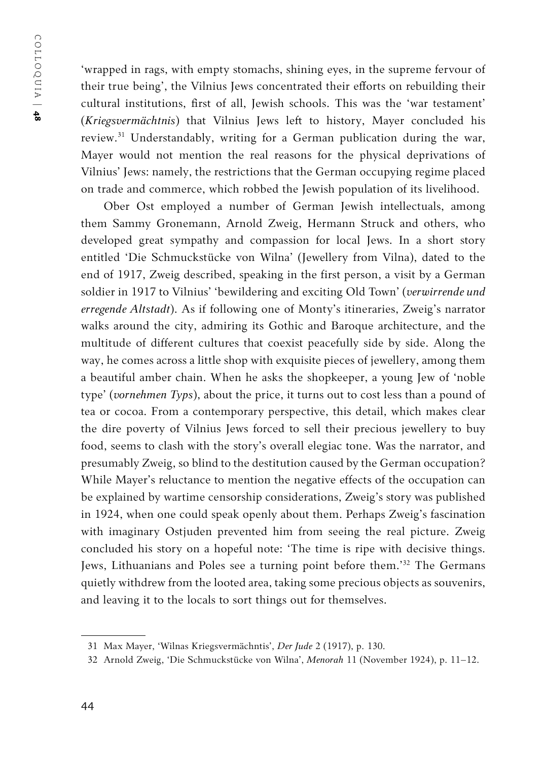'wrapped in rags, with empty stomachs, shining eyes, in the supreme fervour of their true being', the Vilnius Jews concentrated their efforts on rebuilding their cultural institutions, first of all, Jewish schools. This was the 'war testament' (*Kriegsvermächtnis*) that Vilnius Jews left to history, Mayer concluded his review.[31] Understandably, writing for a German publication during the war, Mayer would not mention the real reasons for the physical deprivations of Vilnius' Jews: namely, the restrictions that the German occupying regime placed on trade and commerce, which robbed the Jewish population of its livelihood.

Ober Ost employed a number of German Jewish intellectuals, among them Sammy Gronemann, Arnold Zweig, Hermann Struck and others, who developed great sympathy and compassion for local Jews. In a short story entitled 'Die Schmuckstücke von Wilna' (Jewellery from Vilna), dated to the end of 1917, Zweig described, speaking in the first person, a visit by a German soldier in 1917 to Vilnius' 'bewildering and exciting Old Town' (*verwirrende und erregende Altstadt*). As if following one of Monty's itineraries, Zweig's narrator walks around the city, admiring its Gothic and Baroque architecture, and the multitude of different cultures that coexist peacefully side by side. Along the way, he comes across a little shop with exquisite pieces of jewellery, among them a beautiful amber chain. When he asks the shopkeeper, a young Jew of 'noble type' (*vornehmen Typs*), about the price, it turns out to cost less than a pound of tea or cocoa. From a contemporary perspective, this detail, which makes clear the dire poverty of Vilnius Jews forced to sell their precious jewellery to buy food, seems to clash with the story's overall elegiac tone. Was the narrator, and presumably Zweig, so blind to the destitution caused by the German occupation? While Mayer's reluctance to mention the negative effects of the occupation can be explained by wartime censorship considerations, Zweig's story was published in 1924, when one could speak openly about them. Perhaps Zweig's fascination with imaginary Ostjuden prevented him from seeing the real picture. Zweig concluded his story on a hopeful note: 'The time is ripe with decisive things. Jews, Lithuanians and Poles see a turning point before them.'[32] The Germans quietly withdrew from the looted area, taking some precious objects as souvenirs, and leaving it to the locals to sort things out for themselves.

---

31 Max Mayer, 'Wilnas Kriegsvermächtnis', *Der Jude* 2 (1917), p. 130.

32 Arnold Zweig, 'Die Schmuckstücke von Wilna', *Menorah* 11 (November 1924), p. 11–12.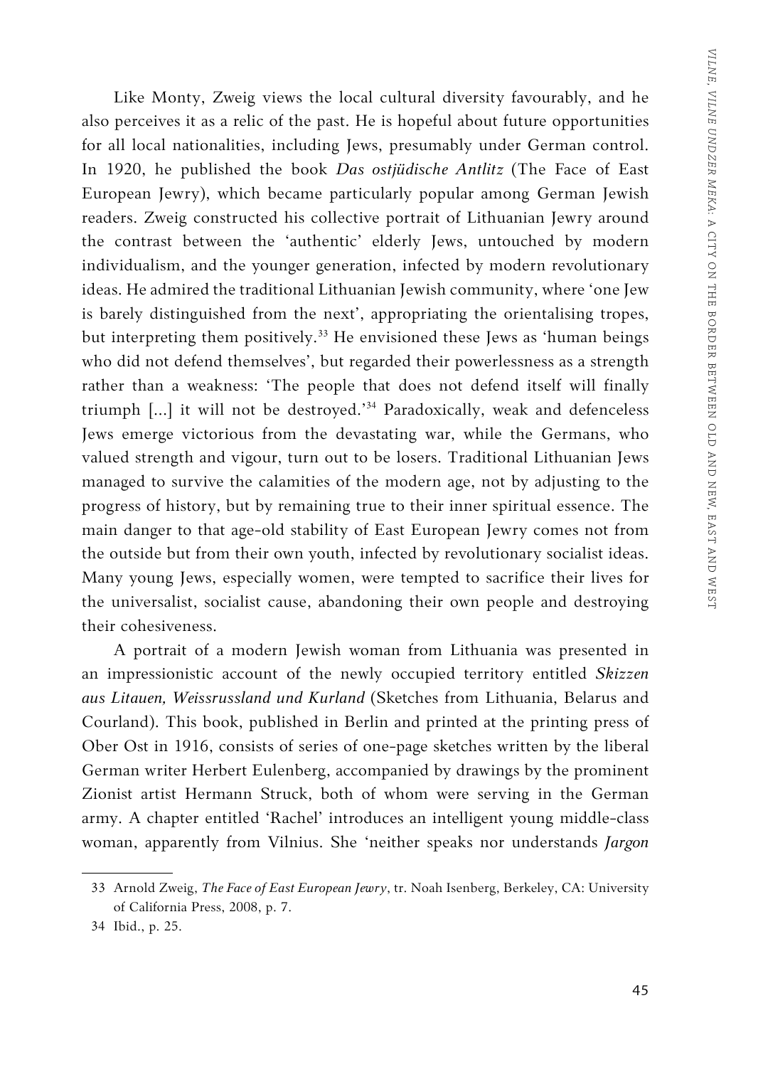Like Monty, Zweig views the local cultural diversity favourably, and he also perceives it as a relic of the past. He is hopeful about future opportunities for all local nationalities, including Jews, presumably under German control. In 1920, he published the book *Das ostjüdische Antlitz* (The Face of East European Jewry), which became particularly popular among German Jewish readers. Zweig constructed his collective portrait of Lithuanian Jewry around the contrast between the 'authentic' elderly Jews, untouched by modern individualism, and the younger generation, infected by modern revolutionary ideas. He admired the traditional Lithuanian Jewish community, where 'one Jew is barely distinguished from the next', appropriating the orientalising tropes, but interpreting them positively.[33] He envisioned these Jews as 'human beings who did not defend themselves', but regarded their powerlessness as a strength rather than a weakness: 'The people that does not defend itself will finally triumph [...] it will not be destroyed.'[34] Paradoxically, weak and defenceless Jews emerge victorious from the devastating war, while the Germans, who valued strength and vigour, turn out to be losers. Traditional Lithuanian Jews managed to survive the calamities of the modern age, not by adjusting to the progress of history, but by remaining true to their inner spiritual essence. The main danger to that age-old stability of East European Jewry comes not from the outside but from their own youth, infected by revolutionary socialist ideas. Many young Jews, especially women, were tempted to sacrifice their lives for the universalist, socialist cause, abandoning their own people and destroying their cohesiveness.

A portrait of a modern Jewish woman from Lithuania was presented in an impressionistic account of the newly occupied territory entitled *Skizzen aus Litauen, Weissrussland und Kurland* (Sketches from Lithuania, Belarus and Courland). This book, published in Berlin and printed at the printing press of Ober Ost in 1916, consists of series of one-page sketches written by the liberal German writer Herbert Eulenberg, accompanied by drawings by the prominent Zionist artist Hermann Struck, both of whom were serving in the German army. A chapter entitled 'Rachel' introduces an intelligent young middle-class woman, apparently from Vilnius. She 'neither speaks nor understands *Jargon*

---

33 Arnold Zweig, *The Face of East European Jewry*, tr. Noah Isenberg, Berkeley, CA: University of California Press, 2008, p. 7.

34 Ibid., p. 25.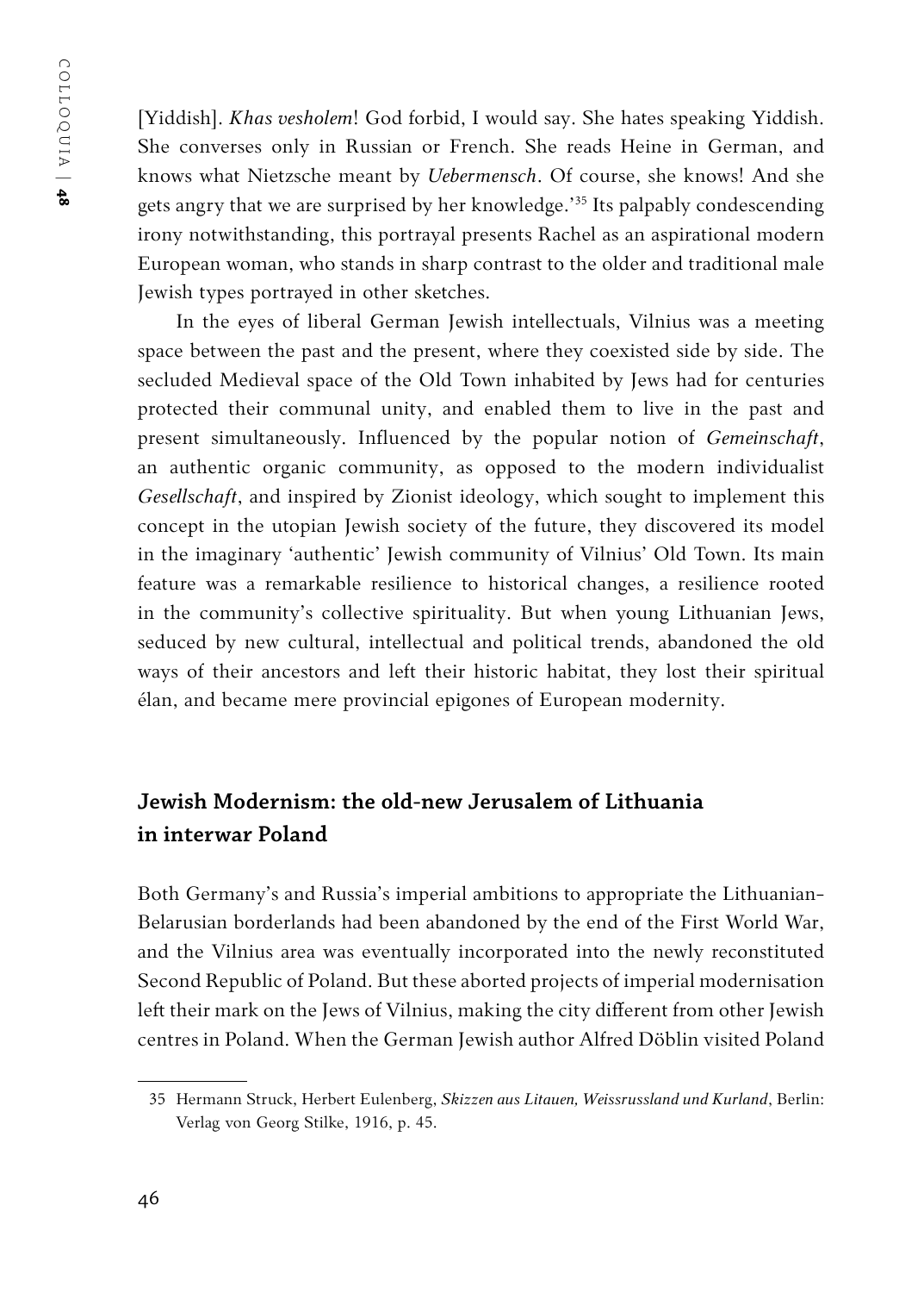[Yiddish]. *Khas vesholem*! God forbid, I would say. She hates speaking Yiddish. She converses only in Russian or French. She reads Heine in German, and knows what Nietzsche meant by *Uebermensch*. Of course, she knows! And she gets angry that we are surprised by her knowledge.'[35] Its palpably condescending irony notwithstanding, this portrayal presents Rachel as an aspirational modern European woman, who stands in sharp contrast to the older and traditional male Jewish types portrayed in other sketches.

In the eyes of liberal German Jewish intellectuals, Vilnius was a meeting space between the past and the present, where they coexisted side by side. The secluded Medieval space of the Old Town inhabited by Jews had for centuries protected their communal unity, and enabled them to live in the past and present simultaneously. Influenced by the popular notion of *Gemeinschaft*, an authentic organic community, as opposed to the modern individualist *Gesellschaft*, and inspired by Zionist ideology, which sought to implement this concept in the utopian Jewish society of the future, they discovered its model in the imaginary 'authentic' Jewish community of Vilnius' Old Town. Its main feature was a remarkable resilience to historical changes, a resilience rooted in the community's collective spirituality. But when young Lithuanian Jews, seduced by new cultural, intellectual and political trends, abandoned the old ways of their ancestors and left their historic habitat, they lost their spiritual élan, and became mere provincial epigones of European modernity.

## Jewish Modernism: the old-new Jerusalem of Lithuania in interwar Poland

Both Germany's and Russia's imperial ambitions to appropriate the Lithuanian-Belarusian borderlands had been abandoned by the end of the First World War, and the Vilnius area was eventually incorporated into the newly reconstituted Second Republic of Poland. But these aborted projects of imperial modernisation left their mark on the Jews of Vilnius, making the city different from other Jewish centres in Poland. When the German Jewish author Alfred Döblin visited Poland

35 Hermann Struck, Herbert Eulenberg, *Skizzen aus Litauen, Weissrussland und Kurland*, Berlin: Verlag von Georg Stilke, 1916, p. 45.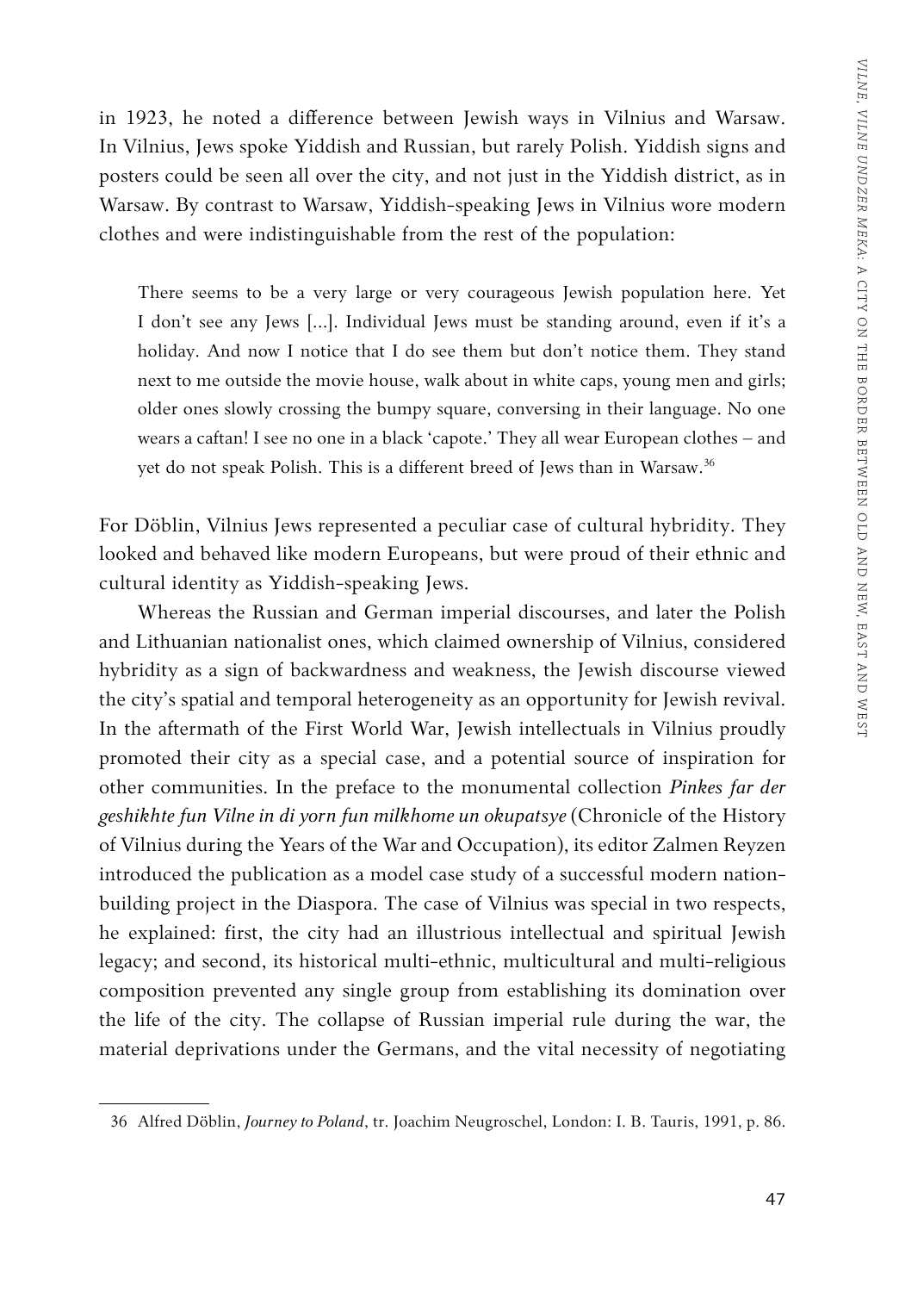in 1923, he noted a difference between Jewish ways in Vilnius and Warsaw. In Vilnius, Jews spoke Yiddish and Russian, but rarely Polish. Yiddish signs and posters could be seen all over the city, and not just in the Yiddish district, as in Warsaw. By contrast to Warsaw, Yiddish-speaking Jews in Vilnius wore modern clothes and were indistinguishable from the rest of the population:

> There seems to be a very large or very courageous Jewish population here. Yet I don't see any Jews [...]. Individual Jews must be standing around, even if it's a holiday. And now I notice that I do see them but don't notice them. They stand next to me outside the movie house, walk about in white caps, young men and girls; older ones slowly crossing the bumpy square, conversing in their language. No one wears a caftan! I see no one in a black 'capote.' They all wear European clothes – and yet do not speak Polish. This is a different breed of Jews than in Warsaw.[36]

For Döblin, Vilnius Jews represented a peculiar case of cultural hybridity. They looked and behaved like modern Europeans, but were proud of their ethnic and cultural identity as Yiddish-speaking Jews.

Whereas the Russian and German imperial discourses, and later the Polish and Lithuanian nationalist ones, which claimed ownership of Vilnius, considered hybridity as a sign of backwardness and weakness, the Jewish discourse viewed the city's spatial and temporal heterogeneity as an opportunity for Jewish revival. In the aftermath of the First World War, Jewish intellectuals in Vilnius proudly promoted their city as a special case, and a potential source of inspiration for other communities. In the preface to the monumental collection *Pinkes far der geshikhte fun Vilne in di yorn fun milkhome un okupatsye* (Chronicle of the History of Vilnius during the Years of the War and Occupation), its editor Zalmen Reyzen introduced the publication as a model case study of a successful modern nation-building project in the Diaspora. The case of Vilnius was special in two respects, he explained: first, the city had an illustrious intellectual and spiritual Jewish legacy; and second, its historical multi-ethnic, multicultural and multi-religious composition prevented any single group from establishing its domination over the life of the city. The collapse of Russian imperial rule during the war, the material deprivations under the Germans, and the vital necessity of negotiating

---

36 Alfred Döblin, *Journey to Poland*, tr. Joachim Neugroschel, London: I. B. Tauris, 1991, p. 86.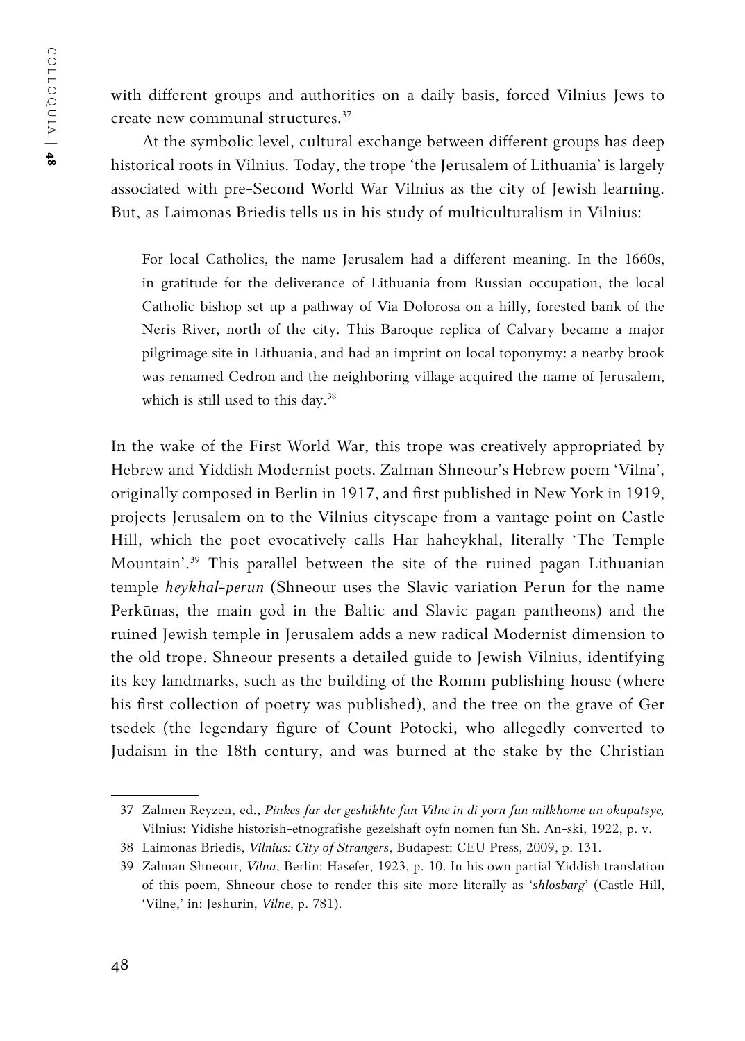with different groups and authorities on a daily basis, forced Vilnius Jews to create new communal structures.[37]

At the symbolic level, cultural exchange between different groups has deep historical roots in Vilnius. Today, the trope 'the Jerusalem of Lithuania' is largely associated with pre-Second World War Vilnius as the city of Jewish learning. But, as Laimonas Briedis tells us in his study of multiculturalism in Vilnius:

> For local Catholics, the name Jerusalem had a different meaning. In the 1660s, in gratitude for the deliverance of Lithuania from Russian occupation, the local Catholic bishop set up a pathway of Via Dolorosa on a hilly, forested bank of the Neris River, north of the city. This Baroque replica of Calvary became a major pilgrimage site in Lithuania, and had an imprint on local toponymy: a nearby brook was renamed Cedron and the neighboring village acquired the name of Jerusalem, which is still used to this day.[38]

In the wake of the First World War, this trope was creatively appropriated by Hebrew and Yiddish Modernist poets. Zalman Shneour's Hebrew poem 'Vilna', originally composed in Berlin in 1917, and first published in New York in 1919, projects Jerusalem on to the Vilnius cityscape from a vantage point on Castle Hill, which the poet evocatively calls Har haheykhal, literally 'The Temple Mountain'.[39] This parallel between the site of the ruined pagan Lithuanian temple *heykhal-perun* (Shneour uses the Slavic variation Perun for the name Perkūnas, the main god in the Baltic and Slavic pagan pantheons) and the ruined Jewish temple in Jerusalem adds a new radical Modernist dimension to the old trope. Shneour presents a detailed guide to Jewish Vilnius, identifying its key landmarks, such as the building of the Romm publishing house (where his first collection of poetry was published), and the tree on the grave of Ger tsedek (the legendary figure of Count Potocki, who allegedly converted to Judaism in the 18th century, and was burned at the stake by the Christian

---

37 Zalmen Reyzen, ed., *Pinkes far der geshikhte fun Vilne in di yorn fun milkhome un okupatsye,* Vilnius: Yidishe historish-etnografishe gezelshaft oyfn nomen fun Sh. An-ski, 1922, p. v.

38 Laimonas Briedis, *Vilnius: City of Strangers*, Budapest: CEU Press, 2009, p. 131.

39 Zalman Shneour, *Vilna*, Berlin: Hasefer, 1923, p. 10. In his own partial Yiddish translation of this poem, Shneour chose to render this site more literally as '*shlosbarg*' (Castle Hill, 'Vilne,' in: Jeshurin, *Vilne*, p. 781).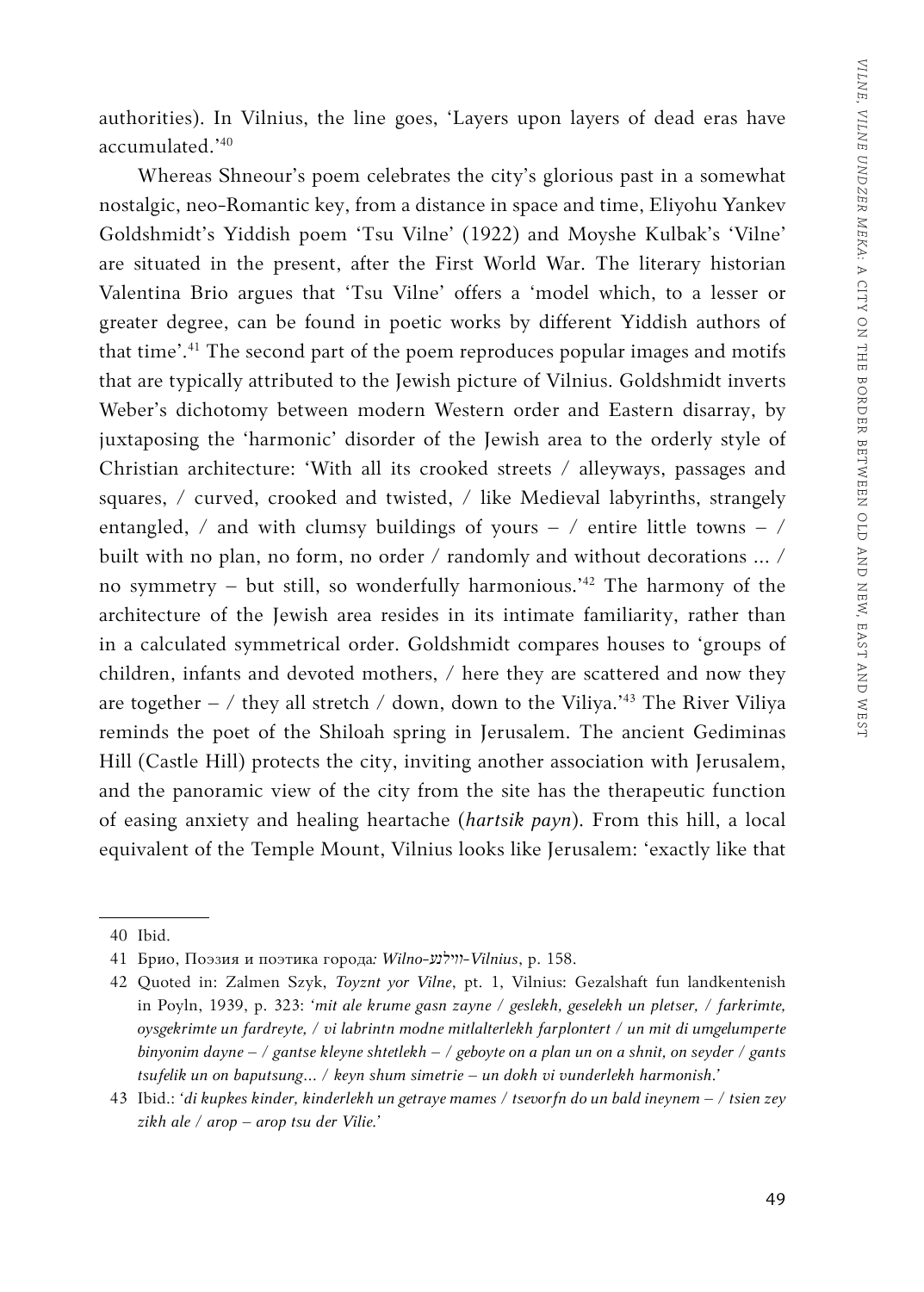authorities). In Vilnius, the line goes, 'Layers upon layers of dead eras have accumulated.'[40]

Whereas Shneour's poem celebrates the city's glorious past in a somewhat nostalgic, neo-Romantic key, from a distance in space and time, Eliyohu Yankev Goldshmidt's Yiddish poem 'Tsu Vilne' (1922) and Moyshe Kulbak's 'Vilne' are situated in the present, after the First World War. The literary historian Valentina Brio argues that 'Tsu Vilne' offers a 'model which, to a lesser or greater degree, can be found in poetic works by different Yiddish authors of that time'.[41] The second part of the poem reproduces popular images and motifs that are typically attributed to the Jewish picture of Vilnius. Goldshmidt inverts Weber's dichotomy between modern Western order and Eastern disarray, by juxtaposing the 'harmonic' disorder of the Jewish area to the orderly style of Christian architecture: 'With all its crooked streets / alleyways, passages and squares, / curved, crooked and twisted, / like Medieval labyrinths, strangely entangled, / and with clumsy buildings of yours – / entire little towns – / built with no plan, no form, no order / randomly and without decorations ... / no symmetry – but still, so wonderfully harmonious.'[42] The harmony of the architecture of the Jewish area resides in its intimate familiarity, rather than in a calculated symmetrical order. Goldshmidt compares houses to 'groups of children, infants and devoted mothers, / here they are scattered and now they are together – / they all stretch / down, down to the Viliya.'[43] The River Viliya reminds the poet of the Shiloah spring in Jerusalem. The ancient Gediminas Hill (Castle Hill) protects the city, inviting another association with Jerusalem, and the panoramic view of the city from the site has the therapeutic function of easing anxiety and healing heartache (*hartsik payn*). From this hill, a local equivalent of the Temple Mount, Vilnius looks like Jerusalem: 'exactly like that

---

40 Ibid.

41 Брио, Поэзия и поэтика города*: Wilno-ווילנע-Vilnius*, p. 158.

42 Quoted in: Zalmen Szyk, *Toyznt yor Vilne*, pt. 1, Vilnius: Gezalshaft fun landkentenish in Poyln, 1939, p. 323: *'mit ale krume gasn zayne / geslekh, geselekh un pletser, / farkrimte, oysgekrimte un fardreyte, / vi labrintn modne mitlalterlekh farplontert / un mit di umgelumperte binyonim dayne – / gantse kleyne shtetlekh – / geboyte on a plan un on a shnit, on seyder / gants tsufelik un on baputsung... / keyn shum simetrie – un dokh vi vunderlekh harmonish.'*

43 Ibid.: *'di kupkes kinder, kinderlekh un getraye mames / tsevorfn do un bald ineynem – / tsien zey zikh ale / arop – arop tsu der Vilie.'*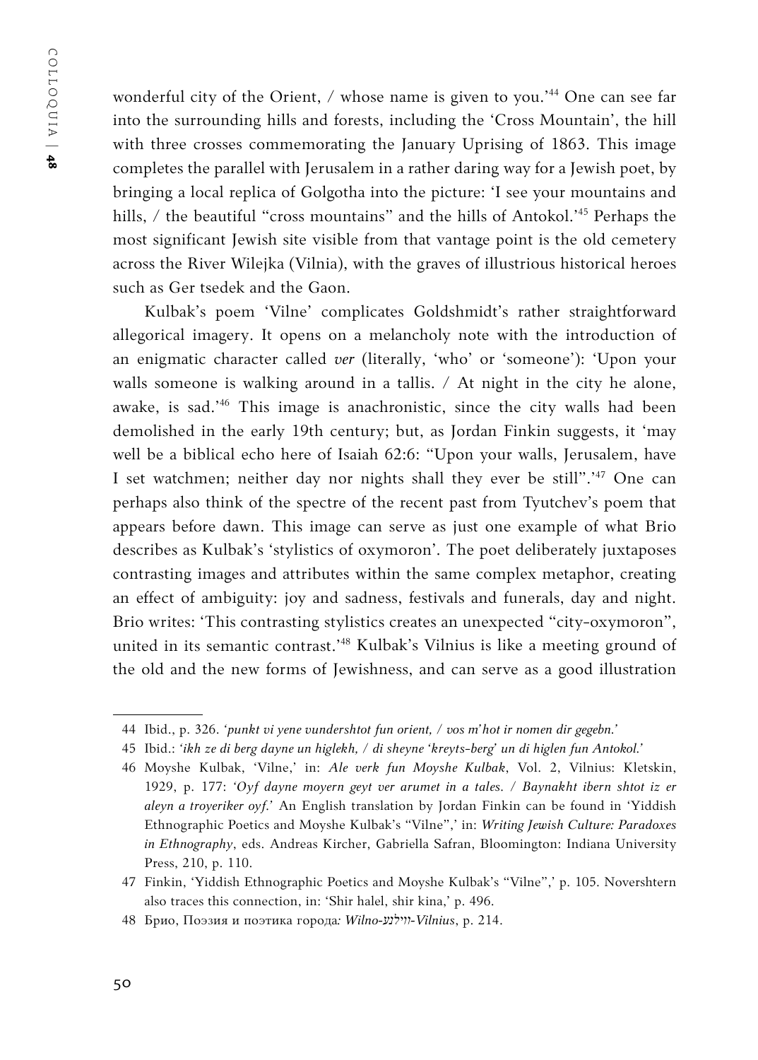wonderful city of the Orient, / whose name is given to you.'[44] One can see far into the surrounding hills and forests, including the 'Cross Mountain', the hill with three crosses commemorating the January Uprising of 1863. This image completes the parallel with Jerusalem in a rather daring way for a Jewish poet, by bringing a local replica of Golgotha into the picture: 'I see your mountains and hills, / the beautiful "cross mountains" and the hills of Antokol.'[45] Perhaps the most significant Jewish site visible from that vantage point is the old cemetery across the River Wilejka (Vilnia), with the graves of illustrious historical heroes such as Ger tsedek and the Gaon.

Kulbak's poem 'Vilne' complicates Goldshmidt's rather straightforward allegorical imagery. It opens on a melancholy note with the introduction of an enigmatic character called *ver* (literally, 'who' or 'someone'): 'Upon your walls someone is walking around in a tallis. / At night in the city he alone, awake, is sad.'[46] This image is anachronistic, since the city walls had been demolished in the early 19th century; but, as Jordan Finkin suggests, it 'may well be a biblical echo here of Isaiah 62:6: "Upon your walls, Jerusalem, have I set watchmen; neither day nor nights shall they ever be still".'[47] One can perhaps also think of the spectre of the recent past from Tyutchev's poem that appears before dawn. This image can serve as just one example of what Brio describes as Kulbak's 'stylistics of oxymoron'. The poet deliberately juxtaposes contrasting images and attributes within the same complex metaphor, creating an effect of ambiguity: joy and sadness, festivals and funerals, day and night. Brio writes: 'This contrasting stylistics creates an unexpected "city-oxymoron", united in its semantic contrast.'[48] Kulbak's Vilnius is like a meeting ground of the old and the new forms of Jewishness, and can serve as a good illustration

---

44 Ibid., p. 326. *'punkt vi yene vundershtot fun orient, / vos m'hot ir nomen dir gegebn.'*

45 Ibid.: *'ikh ze di berg dayne un higlekh, / di sheyne 'kreyts-berg' un di higlen fun Antokol.'*

46 Moyshe Kulbak, 'Vilne,' in: *Ale verk fun Moyshe Kulbak*, Vol. 2, Vilnius: Kletskin, 1929, p. 177: *'Oyf dayne moyern geyt ver arumet in a tales. / Baynakht ibern shtot iz er aleyn a troyeriker oyf.'* An English translation by Jordan Finkin can be found in 'Yiddish Ethnographic Poetics and Moyshe Kulbak's "Vilne",' in: *Writing Jewish Culture: Paradoxes in Ethnography*, eds. Andreas Kircher, Gabriella Safran, Bloomington: Indiana University Press, 210, p. 110.

47 Finkin, 'Yiddish Ethnographic Poetics and Moyshe Kulbak's "Vilne",' p. 105. Novershtern also traces this connection, in: 'Shir halel, shir kina,' p. 496.

48 Брио, Поэзия и поэтика города*: Wilno-ווילנע-Vilnius*, p. 214.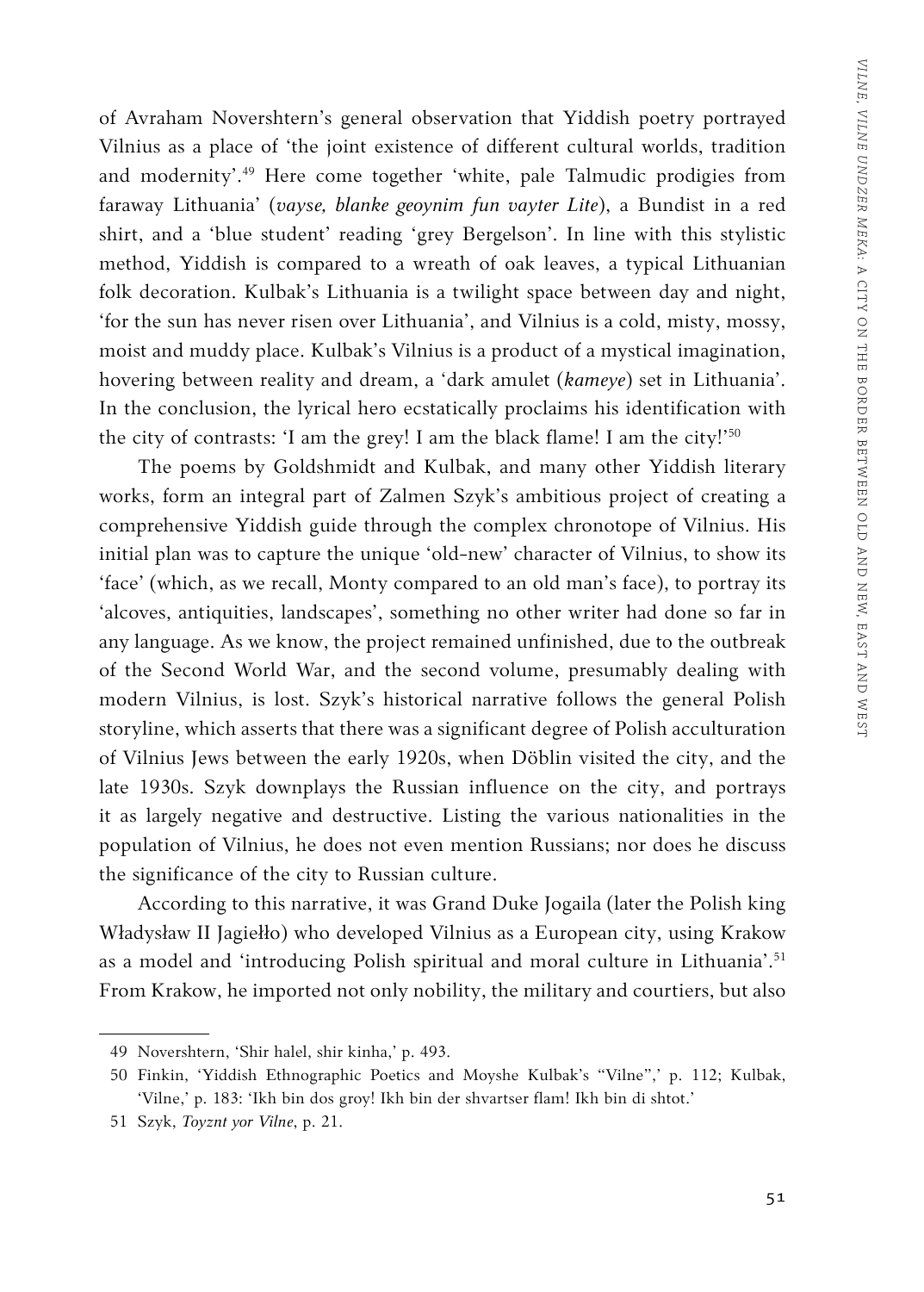of Avraham Novershtern's general observation that Yiddish poetry portrayed Vilnius as a place of 'the joint existence of different cultural worlds, tradition and modernity'.[49] Here come together 'white, pale Talmudic prodigies from faraway Lithuania' (*vayse, blanke geoynim fun vayter Lite*), a Bundist in a red shirt, and a 'blue student' reading 'grey Bergelson'. In line with this stylistic method, Yiddish is compared to a wreath of oak leaves, a typical Lithuanian folk decoration. Kulbak's Lithuania is a twilight space between day and night, 'for the sun has never risen over Lithuania', and Vilnius is a cold, misty, mossy, moist and muddy place. Kulbak's Vilnius is a product of a mystical imagination, hovering between reality and dream, a 'dark amulet (*kameye*) set in Lithuania'. In the conclusion, the lyrical hero ecstatically proclaims his identification with the city of contrasts: 'I am the grey! I am the black flame! I am the city!'[50]

The poems by Goldshmidt and Kulbak, and many other Yiddish literary works, form an integral part of Zalmen Szyk's ambitious project of creating a comprehensive Yiddish guide through the complex chronotope of Vilnius. His initial plan was to capture the unique 'old-new' character of Vilnius, to show its 'face' (which, as we recall, Monty compared to an old man's face), to portray its 'alcoves, antiquities, landscapes', something no other writer had done so far in any language. As we know, the project remained unfinished, due to the outbreak of the Second World War, and the second volume, presumably dealing with modern Vilnius, is lost. Szyk's historical narrative follows the general Polish storyline, which asserts that there was a significant degree of Polish acculturation of Vilnius Jews between the early 1920s, when Döblin visited the city, and the late 1930s. Szyk downplays the Russian influence on the city, and portrays it as largely negative and destructive. Listing the various nationalities in the population of Vilnius, he does not even mention Russians; nor does he discuss the significance of the city to Russian culture.

According to this narrative, it was Grand Duke Jogaila (later the Polish king Władysław II Jagiełło) who developed Vilnius as a European city, using Krakow as a model and 'introducing Polish spiritual and moral culture in Lithuania'.[51] From Krakow, he imported not only nobility, the military and courtiers, but also

---

49 Novershtern, 'Shir halel, shir kinha,' p. 493.

50 Finkin, 'Yiddish Ethnographic Poetics and Moyshe Kulbak's "Vilne",' p. 112; Kulbak, 'Vilne,' p. 183: 'Ikh bin dos groy! Ikh bin der shvartser flam! Ikh bin di shtot.'

51 Szyk, *Toyznt yor Vilne*, p. 21.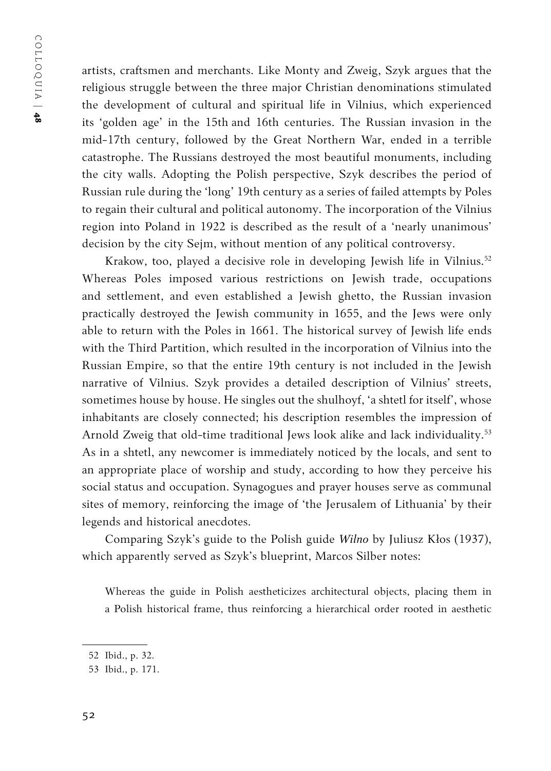artists, craftsmen and merchants. Like Monty and Zweig, Szyk argues that the religious struggle between the three major Christian denominations stimulated the development of cultural and spiritual life in Vilnius, which experienced its 'golden age' in the 15th and 16th centuries. The Russian invasion in the mid-17th century, followed by the Great Northern War, ended in a terrible catastrophe. The Russians destroyed the most beautiful monuments, including the city walls. Adopting the Polish perspective, Szyk describes the period of Russian rule during the 'long' 19th century as a series of failed attempts by Poles to regain their cultural and political autonomy. The incorporation of the Vilnius region into Poland in 1922 is described as the result of a 'nearly unanimous' decision by the city Sejm, without mention of any political controversy.

Krakow, too, played a decisive role in developing Jewish life in Vilnius.[52] Whereas Poles imposed various restrictions on Jewish trade, occupations and settlement, and even established a Jewish ghetto, the Russian invasion practically destroyed the Jewish community in 1655, and the Jews were only able to return with the Poles in 1661. The historical survey of Jewish life ends with the Third Partition, which resulted in the incorporation of Vilnius into the Russian Empire, so that the entire 19th century is not included in the Jewish narrative of Vilnius. Szyk provides a detailed description of Vilnius' streets, sometimes house by house. He singles out the shulhoyf, 'a shtetl for itself', whose inhabitants are closely connected; his description resembles the impression of Arnold Zweig that old-time traditional Jews look alike and lack individuality.[53] As in a shtetl, any newcomer is immediately noticed by the locals, and sent to an appropriate place of worship and study, according to how they perceive his social status and occupation. Synagogues and prayer houses serve as communal sites of memory, reinforcing the image of 'the Jerusalem of Lithuania' by their legends and historical anecdotes.

Comparing Szyk's guide to the Polish guide *Wilno* by Juliusz Kłos (1937), which apparently served as Szyk's blueprint, Marcos Silber notes:

> Whereas the guide in Polish aestheticizes architectural objects, placing them in a Polish historical frame, thus reinforcing a hierarchical order rooted in aesthetic

52 Ibid., p. 32.

53 Ibid., p. 171.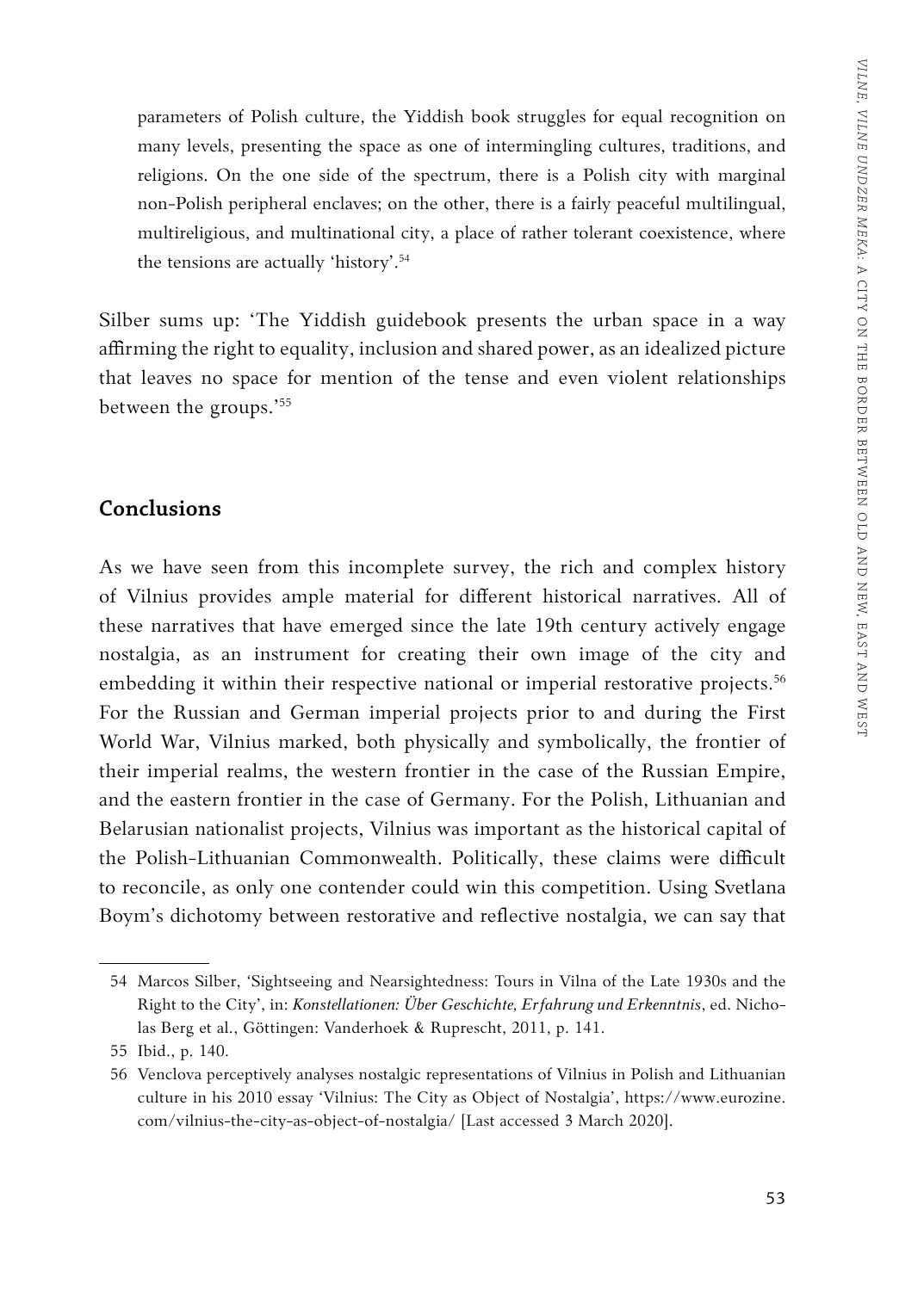> parameters of Polish culture, the Yiddish book struggles for equal recognition on many levels, presenting the space as one of intermingling cultures, traditions, and religions. On the one side of the spectrum, there is a Polish city with marginal non-Polish peripheral enclaves; on the other, there is a fairly peaceful multilingual, multireligious, and multinational city, a place of rather tolerant coexistence, where the tensions are actually 'history'.[54]

Silber sums up: 'The Yiddish guidebook presents the urban space in a way affirming the right to equality, inclusion and shared power, as an idealized picture that leaves no space for mention of the tense and even violent relationships between the groups.'[55]

## Conclusions

As we have seen from this incomplete survey, the rich and complex history of Vilnius provides ample material for different historical narratives. All of these narratives that have emerged since the late 19th century actively engage nostalgia, as an instrument for creating their own image of the city and embedding it within their respective national or imperial restorative projects.[56] For the Russian and German imperial projects prior to and during the First World War, Vilnius marked, both physically and symbolically, the frontier of their imperial realms, the western frontier in the case of the Russian Empire, and the eastern frontier in the case of Germany. For the Polish, Lithuanian and Belarusian nationalist projects, Vilnius was important as the historical capital of the Polish-Lithuanian Commonwealth. Politically, these claims were difficult to reconcile, as only one contender could win this competition. Using Svetlana Boym's dichotomy between restorative and reflective nostalgia, we can say that

---

54 Marcos Silber, 'Sightseeing and Nearsightedness: Tours in Vilna of the Late 1930s and the Right to the City', in: *Konstellationen: Über Geschichte, Erfahrung und Erkenntnis*, ed. Nicholas Berg et al., Göttingen: Vanderhoek & Ruprescht, 2011, p. 141.

55 Ibid., p. 140.

56 Venclova perceptively analyses nostalgic representations of Vilnius in Polish and Lithuanian culture in his 2010 essay 'Vilnius: The City as Object of Nostalgia', https://www.eurozine.com/vilnius-the-city-as-object-of-nostalgia/ [Last accessed 3 March 2020].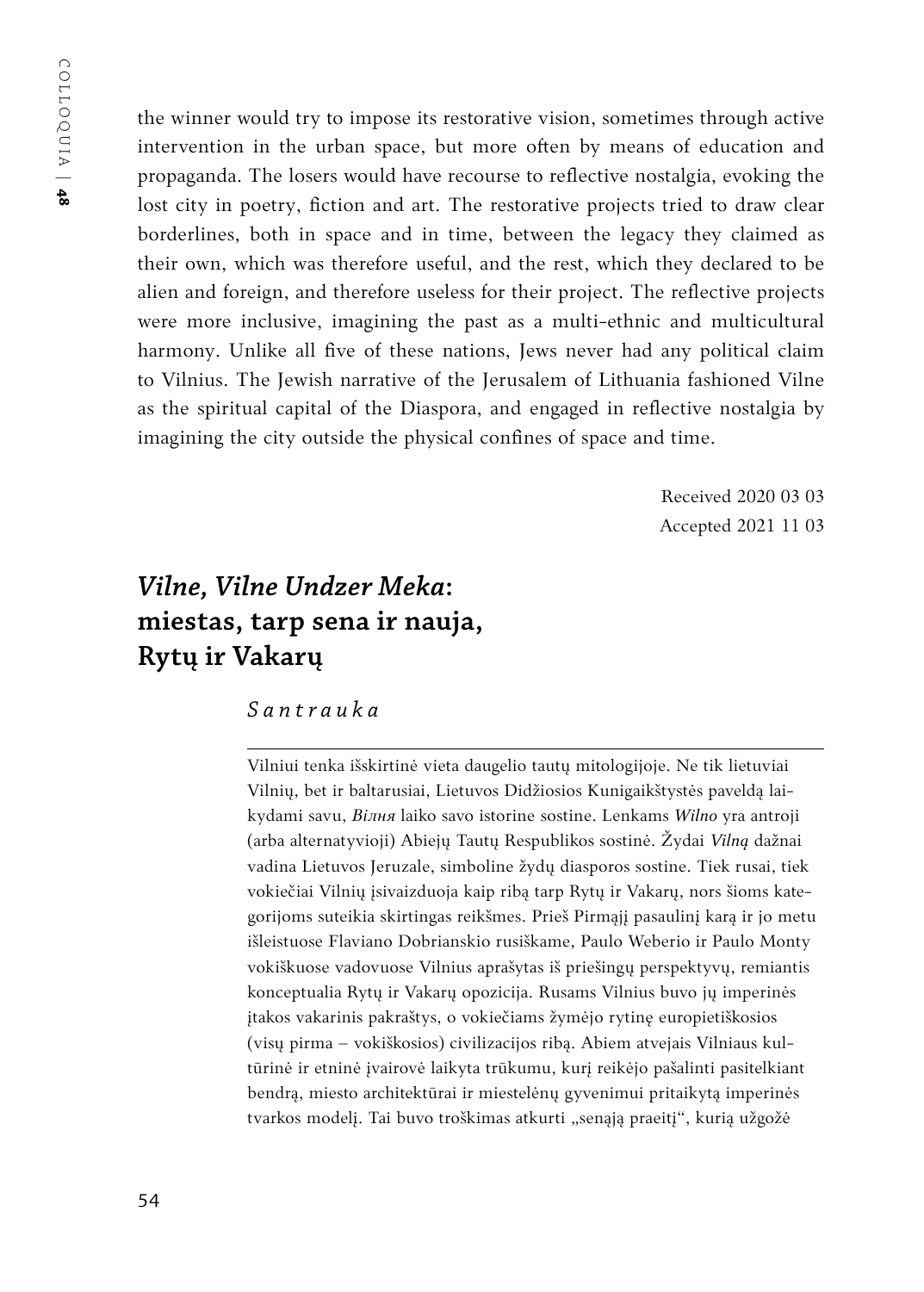the winner would try to impose its restorative vision, sometimes through active intervention in the urban space, but more often by means of education and propaganda. The losers would have recourse to reflective nostalgia, evoking the lost city in poetry, fiction and art. The restorative projects tried to draw clear borderlines, both in space and in time, between the legacy they claimed as their own, which was therefore useful, and the rest, which they declared to be alien and foreign, and therefore useless for their project. The reflective projects were more inclusive, imagining the past as a multi-ethnic and multicultural harmony. Unlike all five of these nations, Jews never had any political claim to Vilnius. The Jewish narrative of the Jerusalem of Lithuania fashioned Vilne as the spiritual capital of the Diaspora, and engaged in reflective nostalgia by imagining the city outside the physical confines of space and time.

Received 2020 03 03
Accepted 2021 11 03

## *Vilne, Vilne Undzer Meka*: miestas, tarp sena ir nauja, Rytų ir Vakarų

*Santrauka*

Vilniui tenka išskirtinė vieta daugelio tautų mitologijoje. Ne tik lietuviai Vilnių, bet ir baltarusiai, Lietuvos Didžiosios Kunigaikštystės paveldą laikydami savu, *Вільня* laiko savo istorine sostine. Lenkams *Wilno* yra antroji (arba alternatyvioji) Abiejų Tautų Respublikos sostinė. Žydai *Vilną* dažnai vadina Lietuvos Jeruzale, simboline žydų diasporos sostine. Tiek rusai, tiek vokiečiai Vilnių įsivaizduoja kaip ribą tarp Rytų ir Vakarų, nors šioms kategorijoms suteikia skirtingas reikšmes. Prieš Pirmąjį pasaulinį karą ir jo metu išleistuose Flaviano Dobrianskio rusiškame, Paulo Weberio ir Paulo Monty vokiškuose vadovuose Vilnius aprašytas iš priešingų perspektyvų, remiantis konceptualia Rytų ir Vakarų opozicija. Rusams Vilnius buvo jų imperinės įtakos vakarinis pakraštys, o vokiečiams žymėjo rytinę europietiškosios (visų pirma – vokiškosios) civilizacijos ribą. Abiem atvejais Vilniaus kultūrinė ir etninė įvairovė laikyta trūkumu, kurį reikėjo pašalinti pasitelkiant bendrą, miesto architektūrai ir miestelėnų gyvenimui pritaikytą imperinės tvarkos modelį. Tai buvo troškimas atkurti „senąją praeitį“, kurią užgožė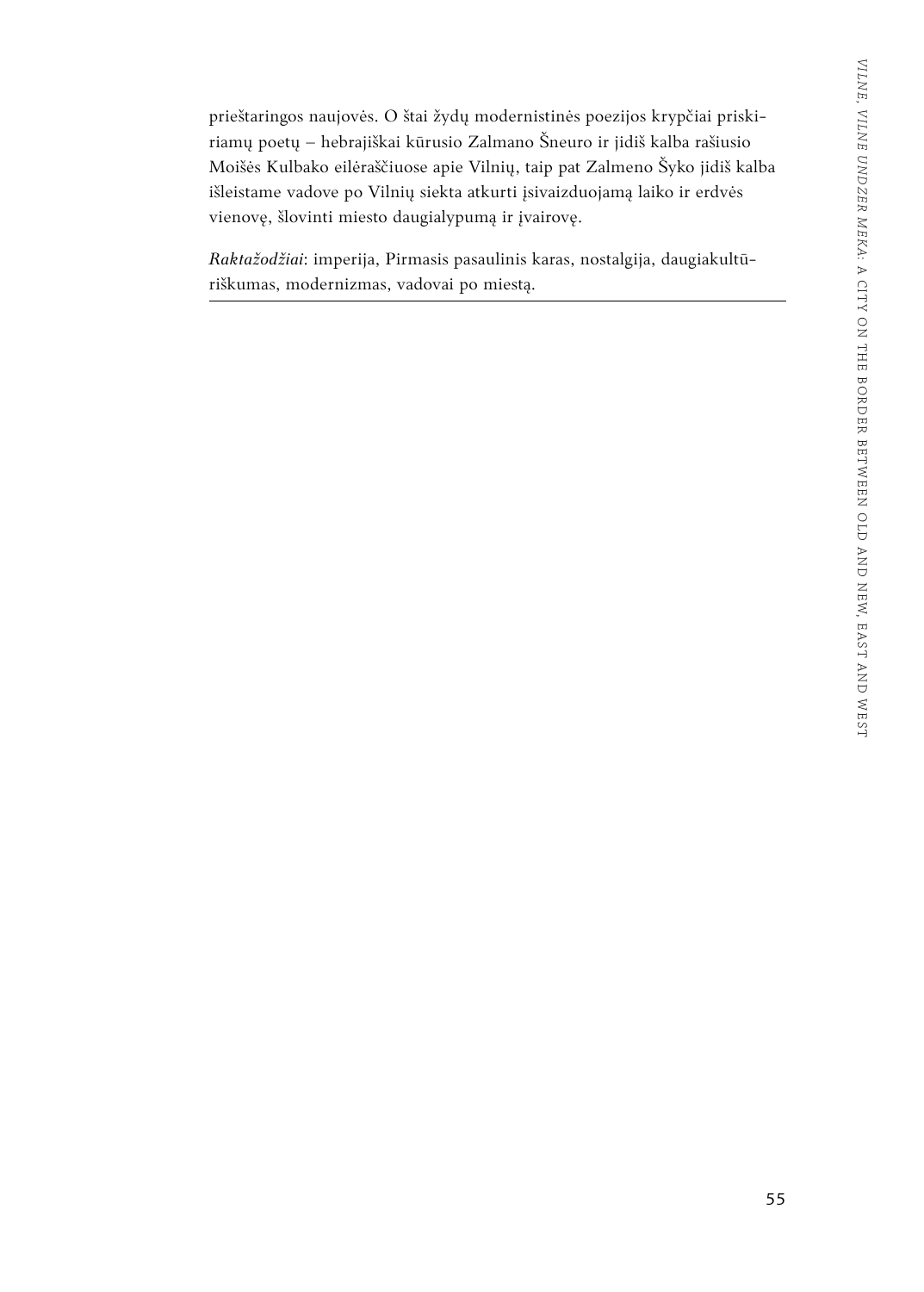prieštaringos naujovės. O štai žydų modernistinės poezijos krypčiai priskiriamų poetų – hebrajiškai kūrusio Zalmano Šneuro ir jidiš kalba rašiusio Moišės Kulbako eilėraščiuose apie Vilnių, taip pat Zalmeno Šyko jidiš kalba išleistame vadove po Vilnių siekta atkurti įsivaizduojamą laiko ir erdvės vienovę, šlovinti miesto daugialypumą ir įvairovę.

*Raktažodžiai*: imperija, Pirmasis pasaulinis karas, nostalgija, daugiakultūriškumas, modernizmas, vadovai po miestą.